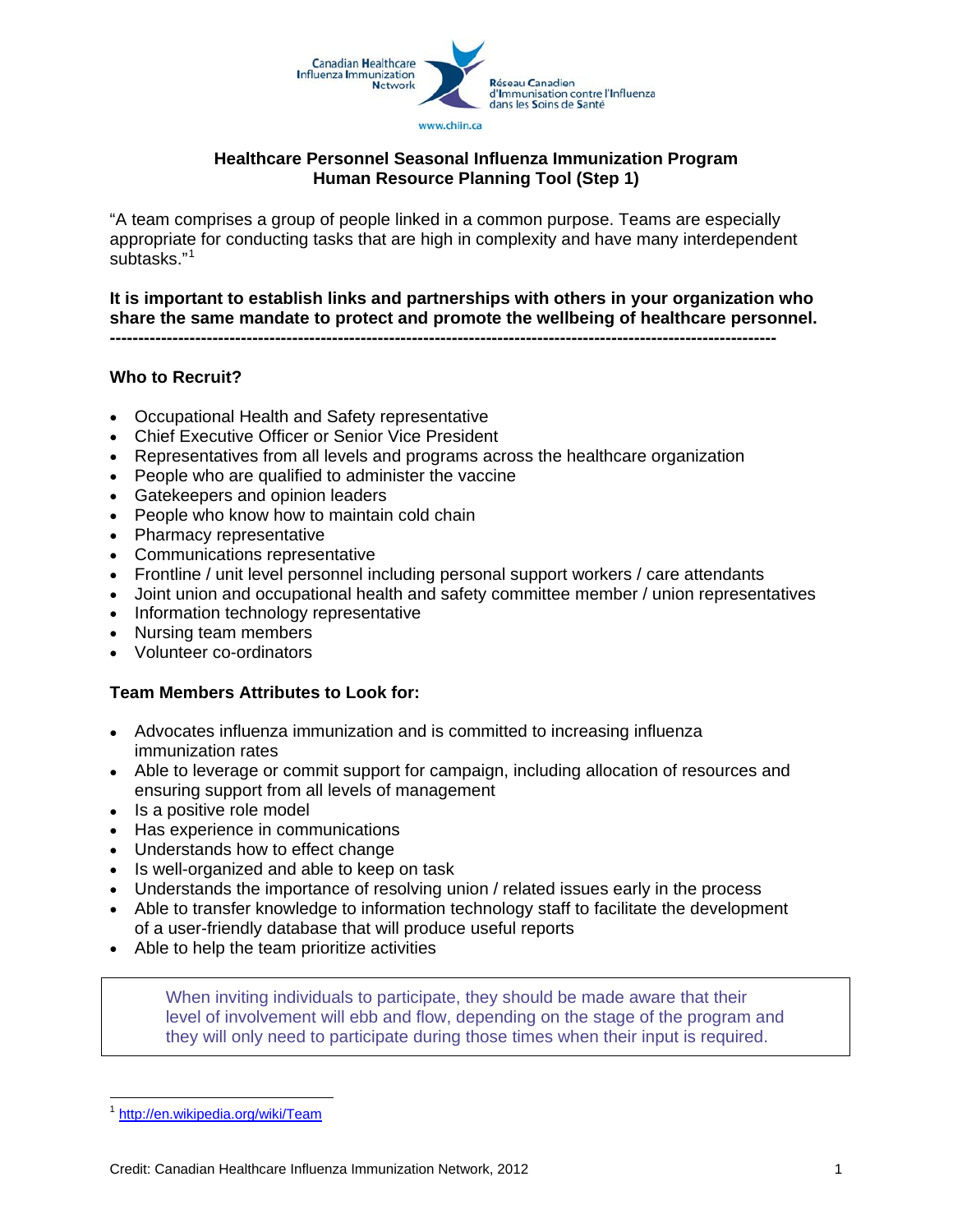Canadian Healthcare Influenza Immunization Network

Réseau Canadien d'Immunisation contre l'Influenza dans les Soins de Santé

www.chiin.ca

# Healthcare Personnel Seasonal Influenza Immunization Program
## Human Resource Planning Tool (Step 1)

"A team comprises a group of people linked in a common purpose. Teams are especially appropriate for conducting tasks that are high in complexity and have many interdependent subtasks."[1]

**It is important to establish links and partnerships with others in your organization who share the same mandate to protect and promote the wellbeing of healthcare personnel.**

---

### Who to Recruit?

- Occupational Health and Safety representative
- Chief Executive Officer or Senior Vice President
- Representatives from all levels and programs across the healthcare organization
- People who are qualified to administer the vaccine
- Gatekeepers and opinion leaders
- People who know how to maintain cold chain
- Pharmacy representative
- Communications representative
- Frontline / unit level personnel including personal support workers / care attendants
- Joint union and occupational health and safety committee member / union representatives
- Information technology representative
- Nursing team members
- Volunteer co-ordinators

### Team Members Attributes to Look for:

- Advocates influenza immunization and is committed to increasing influenza immunization rates
- Able to leverage or commit support for campaign, including allocation of resources and ensuring support from all levels of management
- Is a positive role model
- Has experience in communications
- Understands how to effect change
- Is well-organized and able to keep on task
- Understands the importance of resolving union / related issues early in the process
- Able to transfer knowledge to information technology staff to facilitate the development of a user-friendly database that will produce useful reports
- Able to help the team prioritize activities

> When inviting individuals to participate, they should be made aware that their level of involvement will ebb and flow, depending on the stage of the program and they will only need to participate during those times when their input is required.

---

[1] http://en.wikipedia.org/wiki/Team

Credit: Canadian Healthcare Influenza Immunization Network, 2012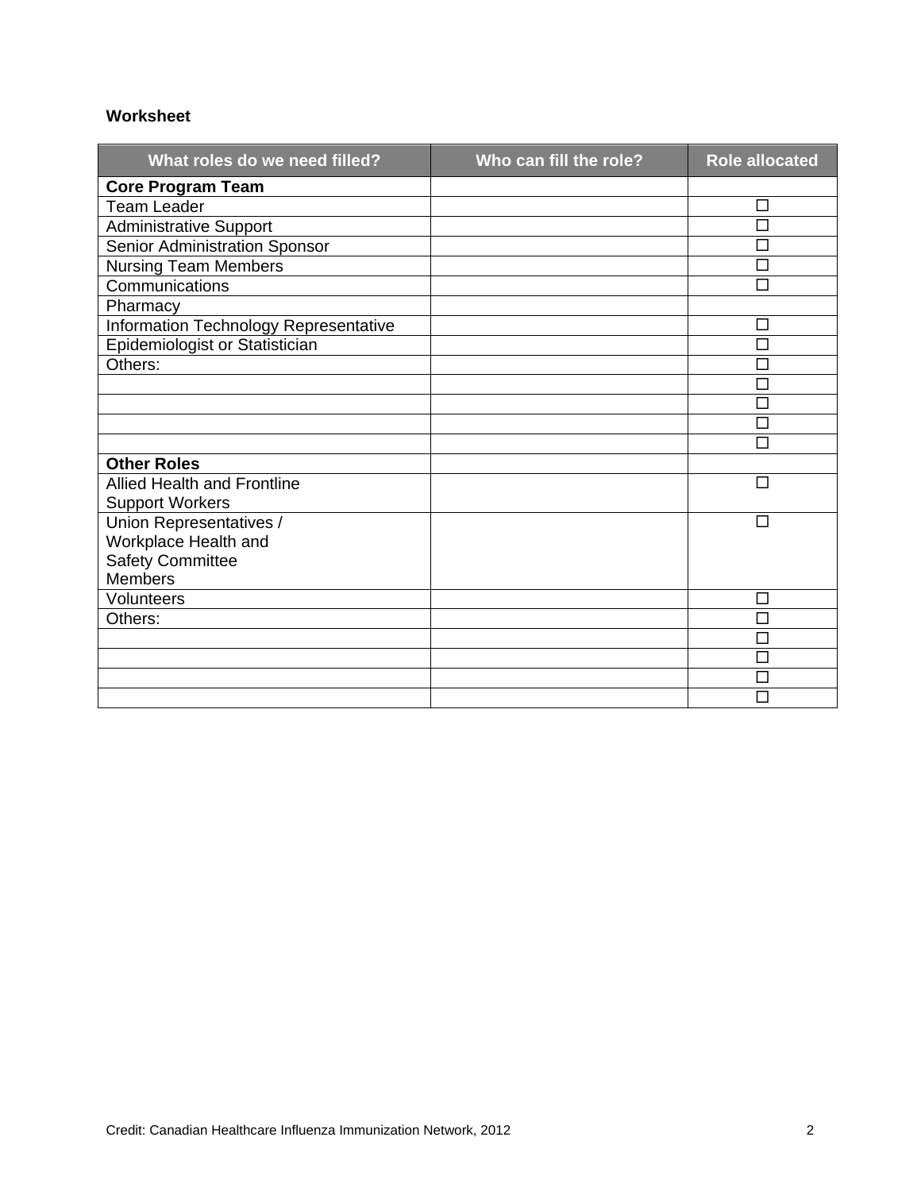**Worksheet**

| What roles do we need filled? | Who can fill the role? | Role allocated |
|---|---|---|
| **Core Program Team** | | |
| Team Leader | | ☐ |
| Administrative Support | | ☐ |
| Senior Administration Sponsor | | ☐ |
| Nursing Team Members | | ☐ |
| Communications | | ☐ |
| Pharmacy | | |
| Information Technology Representative | | ☐ |
| Epidemiologist or Statistician | | ☐ |
| Others: | | ☐ |
| | | ☐ |
| | | ☐ |
| | | ☐ |
| | | ☐ |
| **Other Roles** | | |
| Allied Health and Frontline Support Workers | | ☐ |
| Union Representatives / Workplace Health and Safety Committee Members | | ☐ |
| Volunteers | | ☐ |
| Others: | | ☐ |
| | | ☐ |
| | | ☐ |
| | | ☐ |
| | | ☐ |

Credit: Canadian Healthcare Influenza Immunization Network, 2012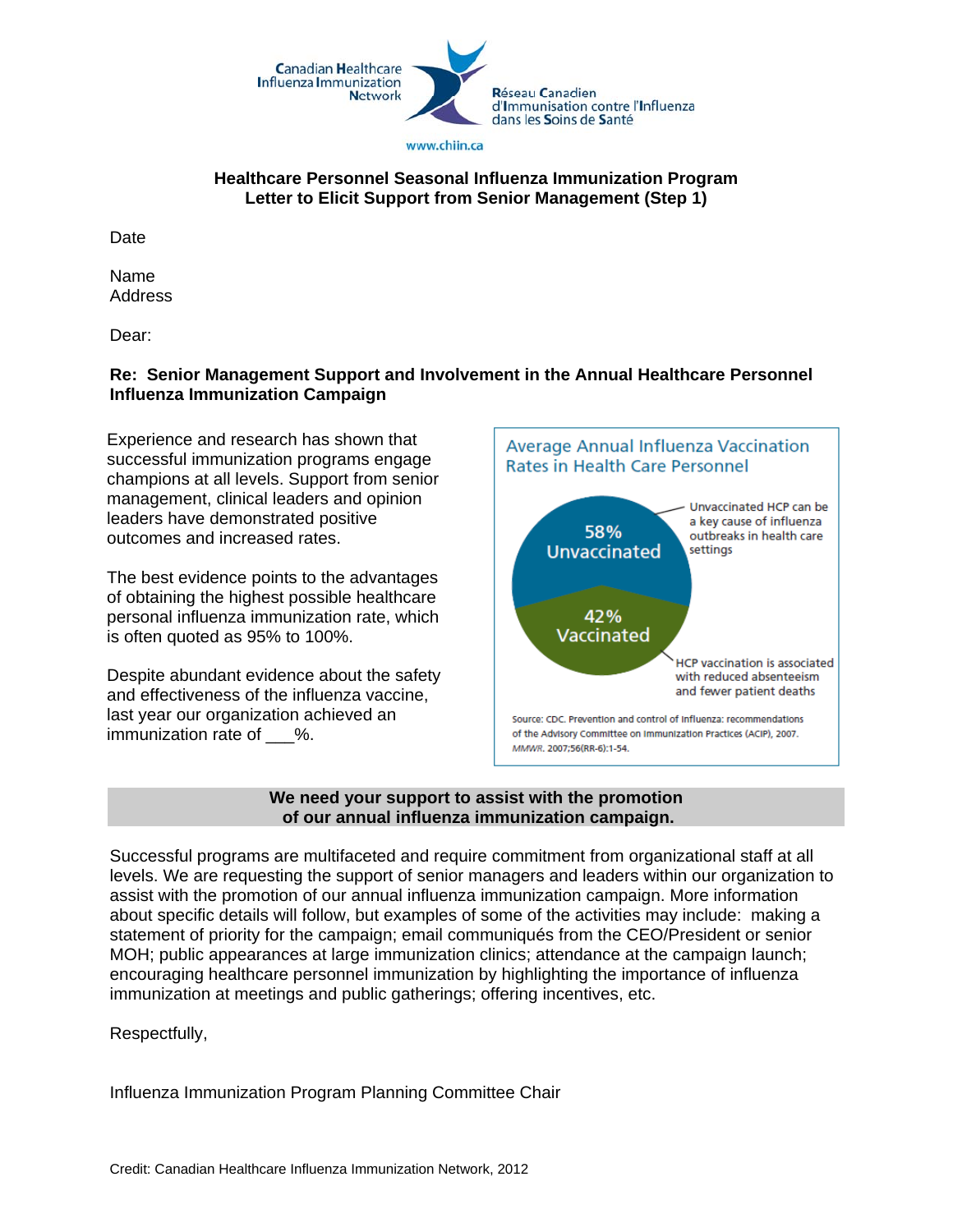Canadian Healthcare Influenza Immunization Network

Réseau Canadien d'Immunisation contre l'Influenza dans les Soins de Santé

www.chiin.ca

## Healthcare Personnel Seasonal Influenza Immunization Program
## Letter to Elicit Support from Senior Management (Step 1)

Date

Name
Address

Dear:

**Re: Senior Management Support and Involvement in the Annual Healthcare Personnel Influenza Immunization Campaign**

Experience and research has shown that successful immunization programs engage champions at all levels. Support from senior management, clinical leaders and opinion leaders have demonstrated positive outcomes and increased rates.

The best evidence points to the advantages of obtaining the highest possible healthcare personal influenza immunization rate, which is often quoted as 95% to 100%.

Despite abundant evidence about the safety and effectiveness of the influenza vaccine, last year our organization achieved an immunization rate of ___%.

Average Annual Influenza Vaccination Rates in Health Care Personnel

58% Unvaccinated — Unvaccinated HCP can be a key cause of influenza outbreaks in health care settings

42% Vaccinated — HCP vaccination is associated with reduced absenteeism and fewer patient deaths

Source: CDC. Prevention and control of influenza: recommendations of the Advisory Committee on Immunization Practices (ACIP), 2007. *MMWR*. 2007;56(RR-6):1-54.

**We need your support to assist with the promotion of our annual influenza immunization campaign.**

Successful programs are multifaceted and require commitment from organizational staff at all levels. We are requesting the support of senior managers and leaders within our organization to assist with the promotion of our annual influenza immunization campaign. More information about specific details will follow, but examples of some of the activities may include: making a statement of priority for the campaign; email communiqués from the CEO/President or senior MOH; public appearances at large immunization clinics; attendance at the campaign launch; encouraging healthcare personnel immunization by highlighting the importance of influenza immunization at meetings and public gatherings; offering incentives, etc.

Respectfully,

Influenza Immunization Program Planning Committee Chair

Credit: Canadian Healthcare Influenza Immunization Network, 2012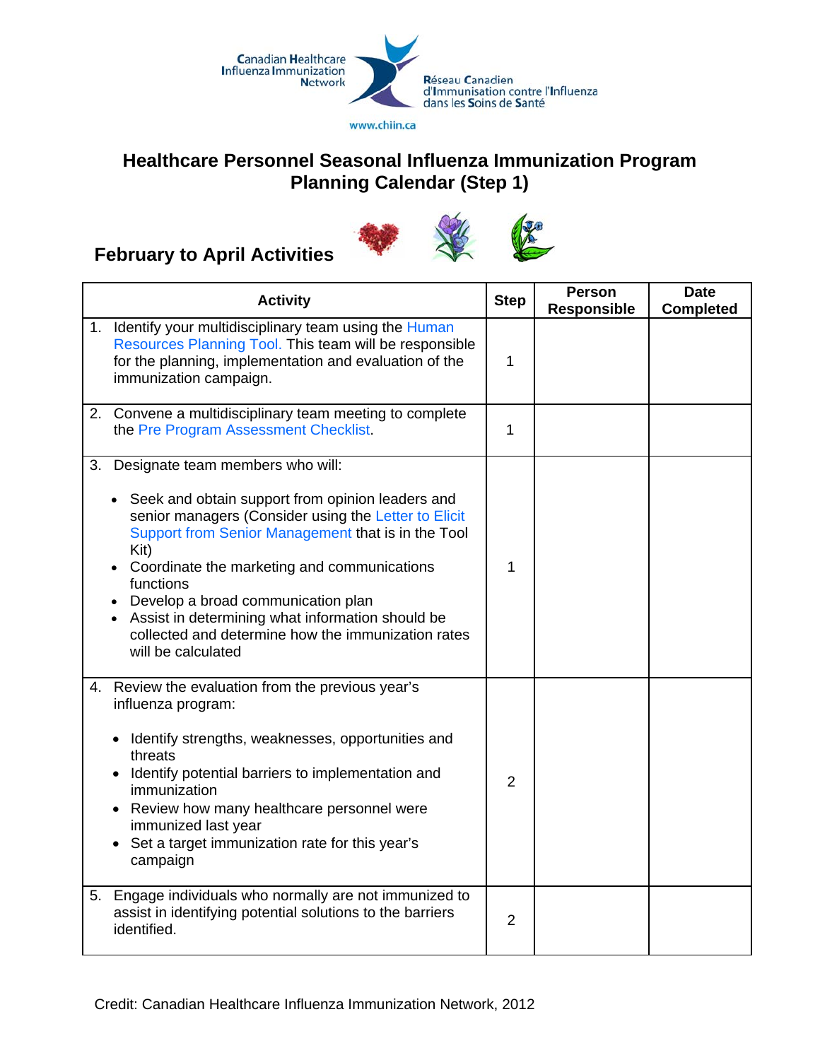Canadian Healthcare Influenza Immunization Network

Réseau Canadien d'Immunisation contre l'Influenza dans les Soins de Santé

www.chiin.ca

# Healthcare Personnel Seasonal Influenza Immunization Program Planning Calendar (Step 1)

## February to April Activities

| Activity | Step | Person Responsible | Date Completed |
|---|---|---|---|
| 1. Identify your multidisciplinary team using the Human Resources Planning Tool. This team will be responsible for the planning, implementation and evaluation of the immunization campaign. | 1 | | |
| 2. Convene a multidisciplinary team meeting to complete the Pre Program Assessment Checklist. | 1 | | |
| 3. Designate team members who will:<br>• Seek and obtain support from opinion leaders and senior managers (Consider using the Letter to Elicit Support from Senior Management that is in the Tool Kit)<br>• Coordinate the marketing and communications functions<br>• Develop a broad communication plan<br>• Assist in determining what information should be collected and determine how the immunization rates will be calculated | 1 | | |
| 4. Review the evaluation from the previous year's influenza program:<br>• Identify strengths, weaknesses, opportunities and threats<br>• Identify potential barriers to implementation and immunization<br>• Review how many healthcare personnel were immunized last year<br>• Set a target immunization rate for this year's campaign | 2 | | |
| 5. Engage individuals who normally are not immunized to assist in identifying potential solutions to the barriers identified. | 2 | | |

Credit: Canadian Healthcare Influenza Immunization Network, 2012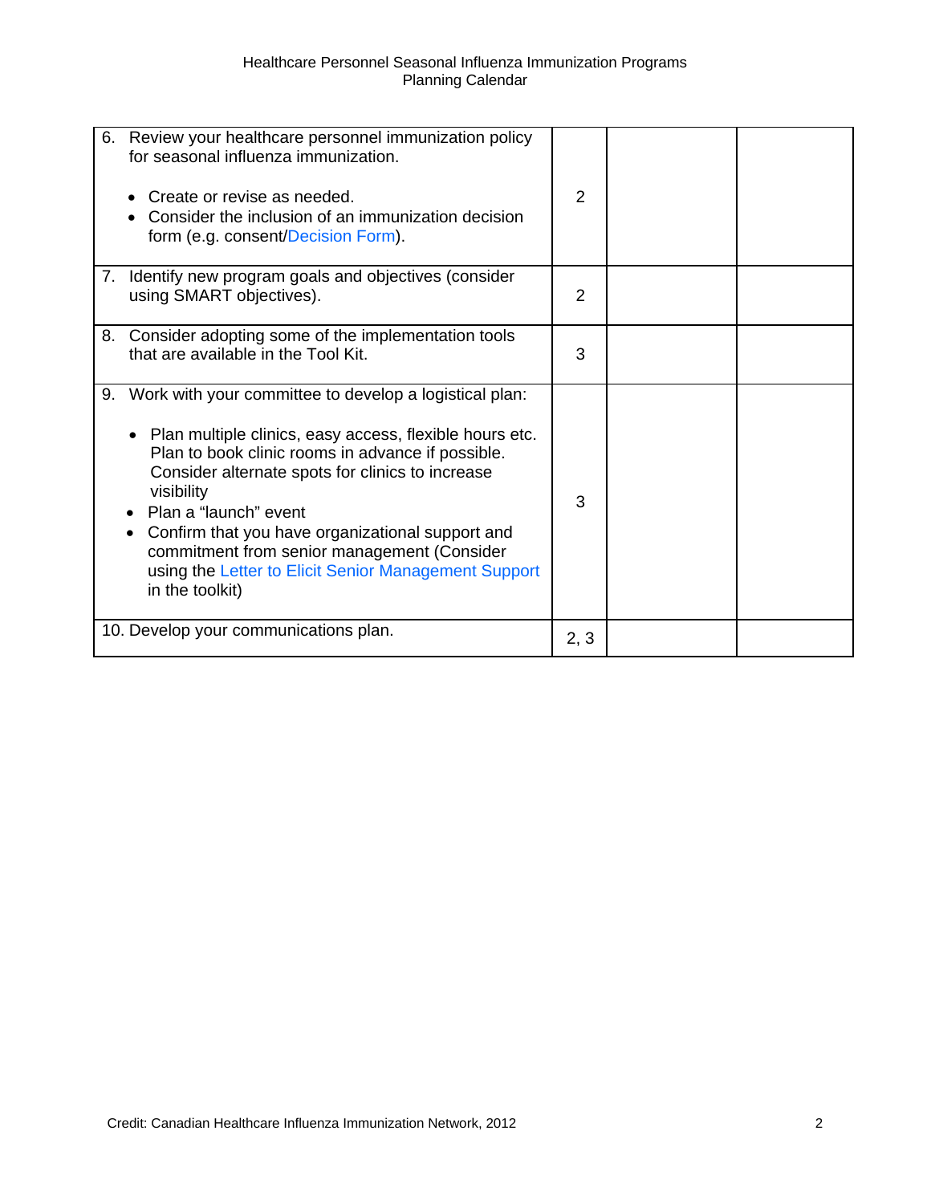| | | | |
|---|---|---|---|
| 6. Review your healthcare personnel immunization policy for seasonal influenza immunization.<br><br>• Create or revise as needed.<br>• Consider the inclusion of an immunization decision form (e.g. consent/Decision Form). | 2 | | |
| 7. Identify new program goals and objectives (consider using SMART objectives). | 2 | | |
| 8. Consider adopting some of the implementation tools that are available in the Tool Kit. | 3 | | |
| 9. Work with your committee to develop a logistical plan:<br><br>• Plan multiple clinics, easy access, flexible hours etc. Plan to book clinic rooms in advance if possible. Consider alternate spots for clinics to increase visibility<br>• Plan a "launch" event<br>• Confirm that you have organizational support and commitment from senior management (Consider using the Letter to Elicit Senior Management Support in the toolkit) | 3 | | |
| 10. Develop your communications plan. | 2, 3 | | |

Credit: Canadian Healthcare Influenza Immunization Network, 2012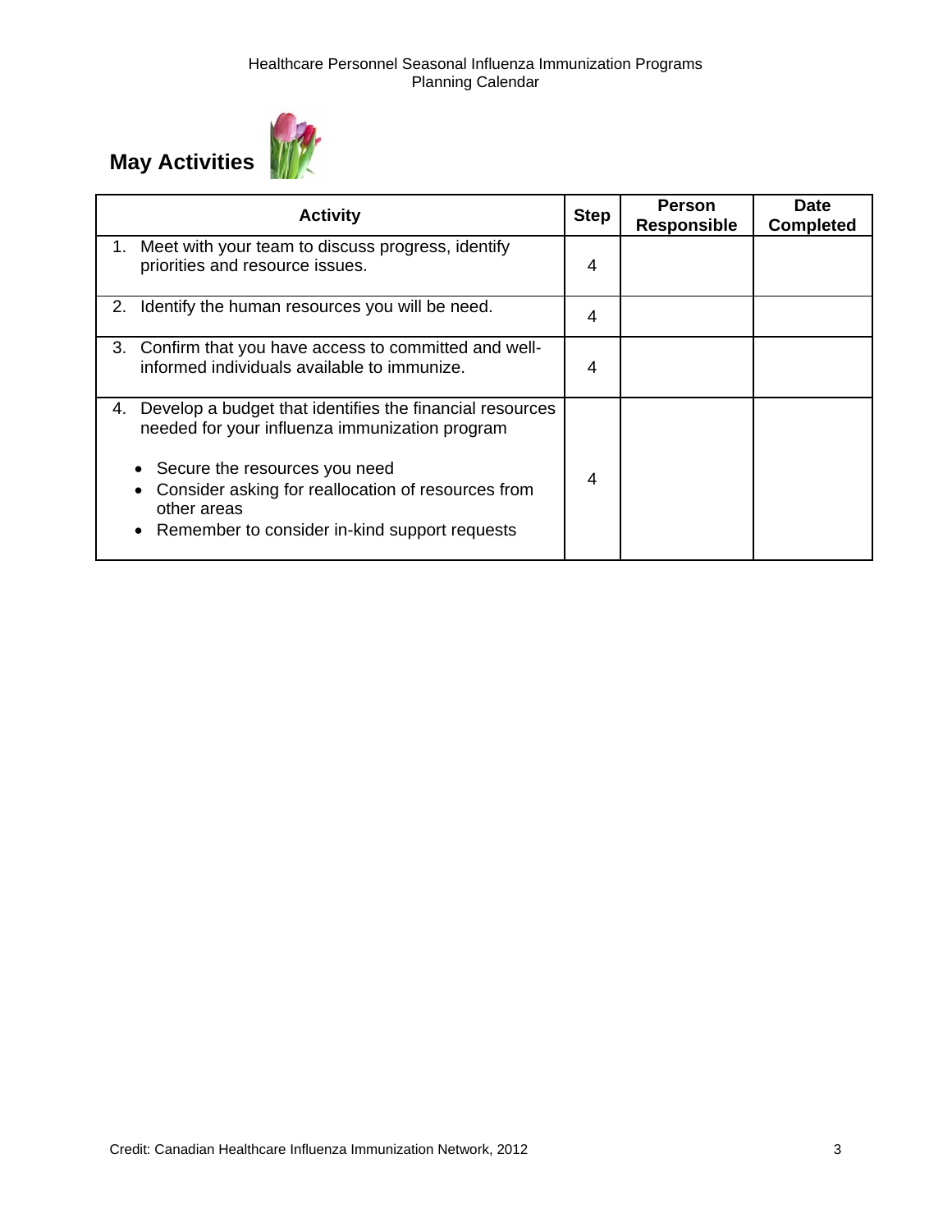## May Activities

| Activity | Step | Person Responsible | Date Completed |
|---|---|---|---|
| 1. Meet with your team to discuss progress, identify priorities and resource issues. | 4 | | |
| 2. Identify the human resources you will be need. | 4 | | |
| 3. Confirm that you have access to committed and well-informed individuals available to immunize. | 4 | | |
| 4. Develop a budget that identifies the financial resources needed for your influenza immunization program<br><br>• Secure the resources you need<br>• Consider asking for reallocation of resources from other areas<br>• Remember to consider in-kind support requests | 4 | | |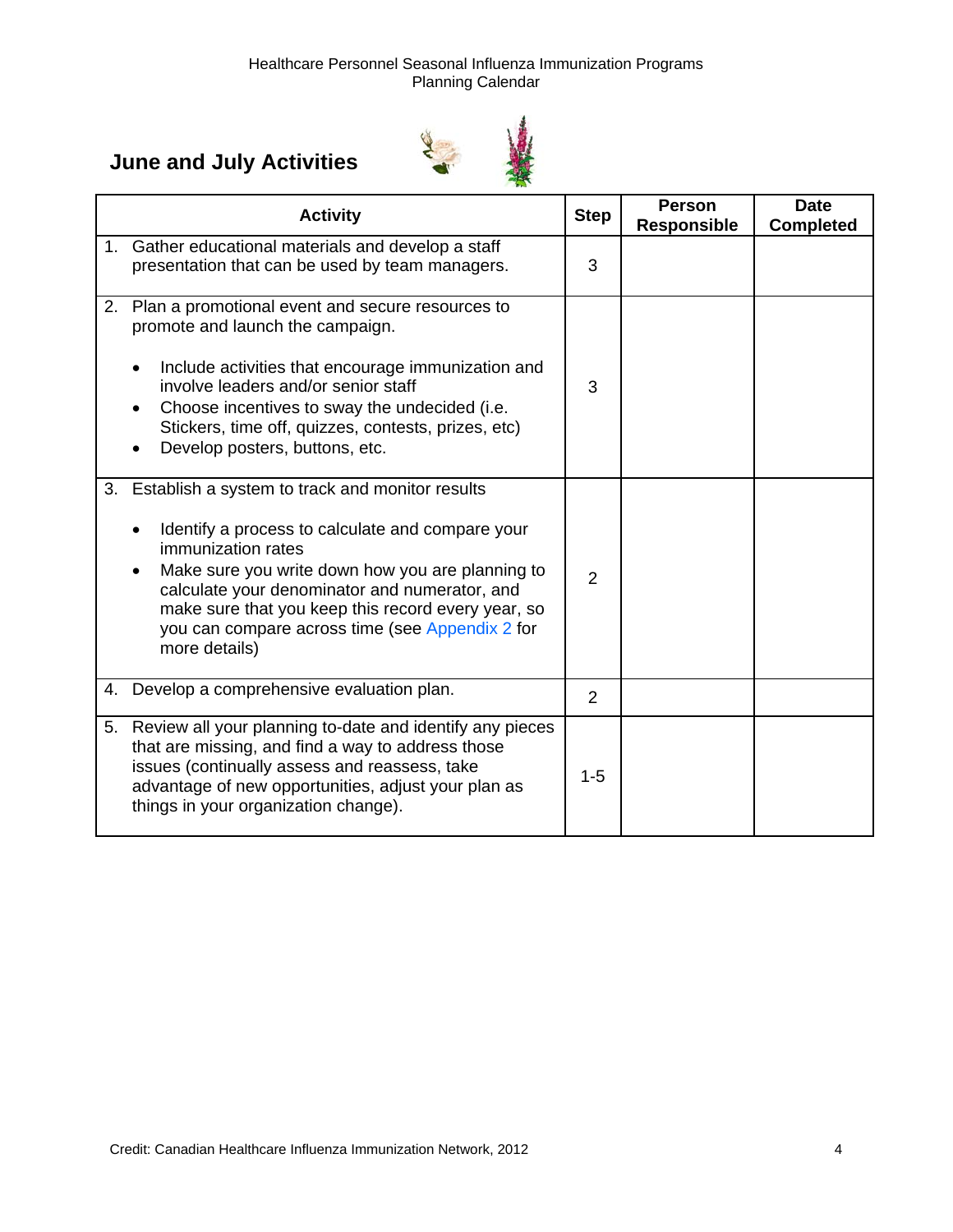## June and July Activities

| Activity | Step | Person Responsible | Date Completed |
|---|---|---|---|
| 1. Gather educational materials and develop a staff presentation that can be used by team managers. | 3 | | |
| 2. Plan a promotional event and secure resources to promote and launch the campaign.<br><br>• Include activities that encourage immunization and involve leaders and/or senior staff<br>• Choose incentives to sway the undecided (i.e. Stickers, time off, quizzes, contests, prizes, etc)<br>• Develop posters, buttons, etc. | 3 | | |
| 3. Establish a system to track and monitor results<br><br>• Identify a process to calculate and compare your immunization rates<br>• Make sure you write down how you are planning to calculate your denominator and numerator, and make sure that you keep this record every year, so you can compare across time (see Appendix 2 for more details) | 2 | | |
| 4. Develop a comprehensive evaluation plan. | 2 | | |
| 5. Review all your planning to-date and identify any pieces that are missing, and find a way to address those issues (continually assess and reassess, take advantage of new opportunities, adjust your plan as things in your organization change). | 1-5 | | |

Credit: Canadian Healthcare Influenza Immunization Network, 2012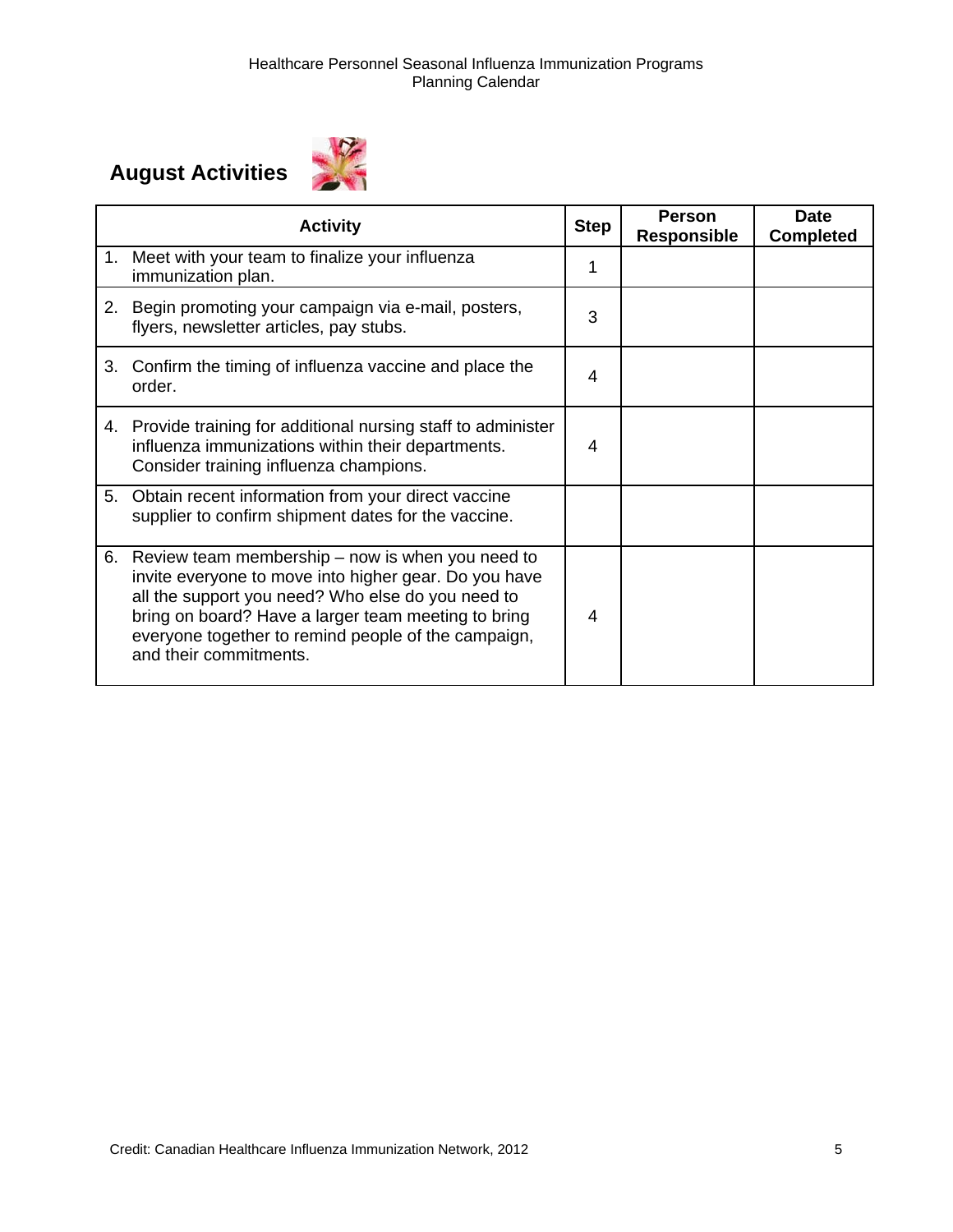## August Activities

| Activity | Step | Person Responsible | Date Completed |
|---|---|---|---|
| 1. Meet with your team to finalize your influenza immunization plan. | 1 | | |
| 2. Begin promoting your campaign via e-mail, posters, flyers, newsletter articles, pay stubs. | 3 | | |
| 3. Confirm the timing of influenza vaccine and place the order. | 4 | | |
| 4. Provide training for additional nursing staff to administer influenza immunizations within their departments. Consider training influenza champions. | 4 | | |
| 5. Obtain recent information from your direct vaccine supplier to confirm shipment dates for the vaccine. | | | |
| 6. Review team membership – now is when you need to invite everyone to move into higher gear. Do you have all the support you need? Who else do you need to bring on board? Have a larger team meeting to bring everyone together to remind people of the campaign, and their commitments. | 4 | | |

Credit: Canadian Healthcare Influenza Immunization Network, 2012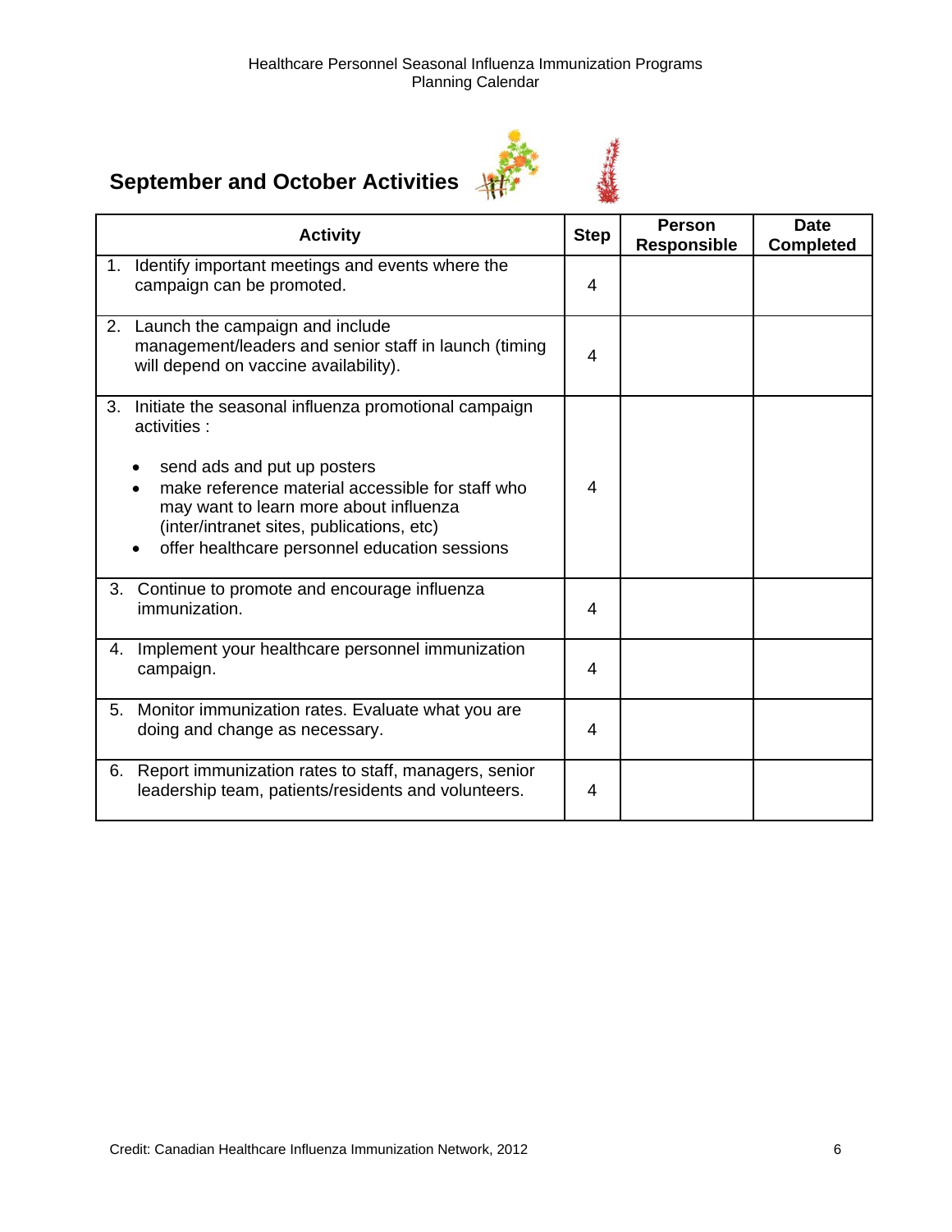## September and October Activities

| Activity | Step | Person Responsible | Date Completed |
|---|---|---|---|
| 1. Identify important meetings and events where the campaign can be promoted. | 4 | | |
| 2. Launch the campaign and include management/leaders and senior staff in launch (timing will depend on vaccine availability). | 4 | | |
| 3. Initiate the seasonal influenza promotional campaign activities :<br>• send ads and put up posters<br>• make reference material accessible for staff who may want to learn more about influenza (inter/intranet sites, publications, etc)<br>• offer healthcare personnel education sessions | 4 | | |
| 3. Continue to promote and encourage influenza immunization. | 4 | | |
| 4. Implement your healthcare personnel immunization campaign. | 4 | | |
| 5. Monitor immunization rates. Evaluate what you are doing and change as necessary. | 4 | | |
| 6. Report immunization rates to staff, managers, senior leadership team, patients/residents and volunteers. | 4 | | |

Credit: Canadian Healthcare Influenza Immunization Network, 2012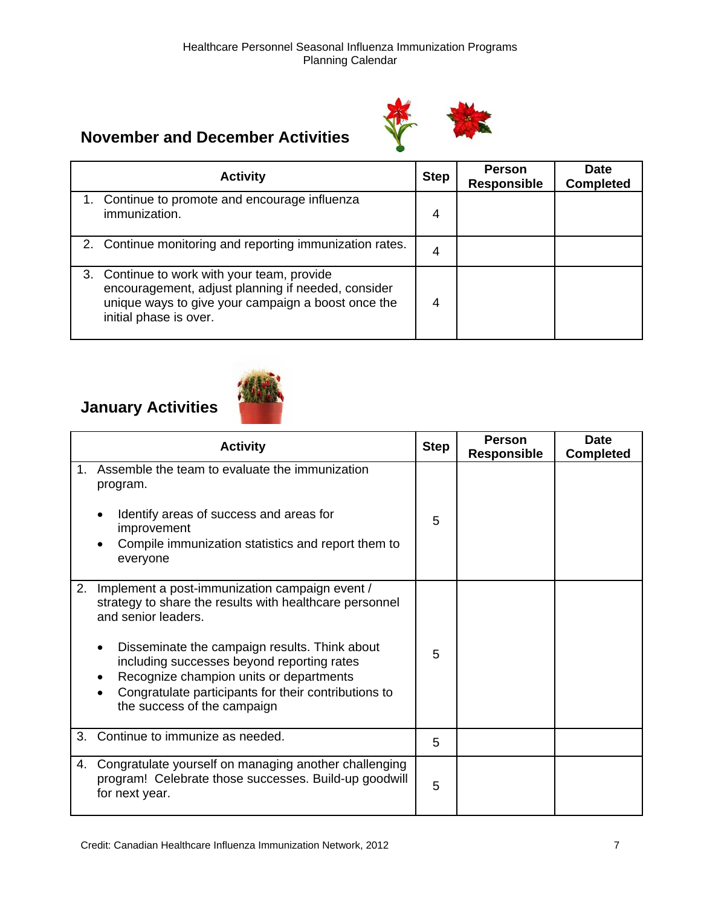## November and December Activities

| Activity | Step | Person Responsible | Date Completed |
|---|---|---|---|
| 1. Continue to promote and encourage influenza immunization. | 4 | | |
| 2. Continue monitoring and reporting immunization rates. | 4 | | |
| 3. Continue to work with your team, provide encouragement, adjust planning if needed, consider unique ways to give your campaign a boost once the initial phase is over. | 4 | | |

## January Activities

| Activity | Step | Person Responsible | Date Completed |
|---|---|---|---|
| 1. Assemble the team to evaluate the immunization program.<br>• Identify areas of success and areas for improvement<br>• Compile immunization statistics and report them to everyone | 5 | | |
| 2. Implement a post-immunization campaign event / strategy to share the results with healthcare personnel and senior leaders.<br>• Disseminate the campaign results. Think about including successes beyond reporting rates<br>• Recognize champion units or departments<br>• Congratulate participants for their contributions to the success of the campaign | 5 | | |
| 3. Continue to immunize as needed. | 5 | | |
| 4. Congratulate yourself on managing another challenging program! Celebrate those successes. Build-up goodwill for next year. | 5 | | |

Credit: Canadian Healthcare Influenza Immunization Network, 2012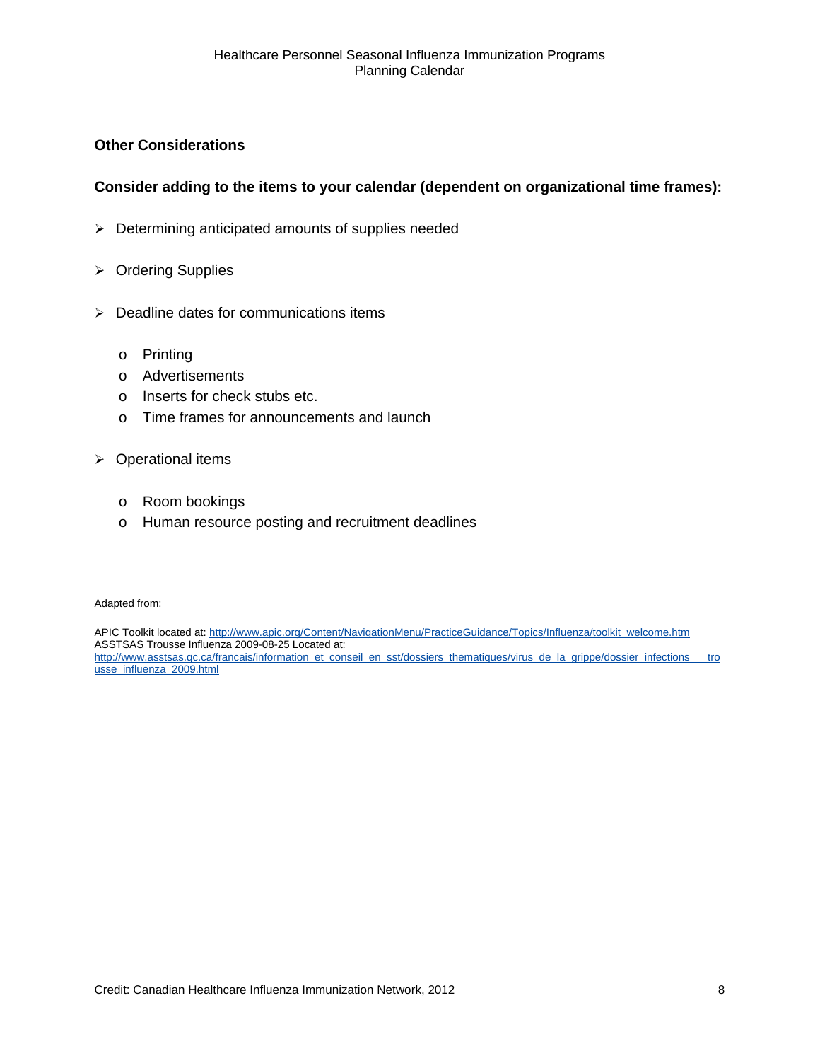## Other Considerations

**Consider adding to the items to your calendar (dependent on organizational time frames):**

- Determining anticipated amounts of supplies needed
- Ordering Supplies
- Deadline dates for communications items
  - Printing
  - Advertisements
  - Inserts for check stubs etc.
  - Time frames for announcements and launch
- Operational items
  - Room bookings
  - Human resource posting and recruitment deadlines

Adapted from:

APIC Toolkit located at: http://www.apic.org/Content/NavigationMenu/PracticeGuidance/Topics/Influenza/toolkit_welcome.htm
ASSTSAS Trousse Influenza 2009-08-25 Located at:
http://www.asstsas.qc.ca/francais/information_et_conseil_en_sst/dossiers_thematiques/virus_de_la_grippe/dossier_infections___trousse_influenza_2009.html

Credit: Canadian Healthcare Influenza Immunization Network, 2012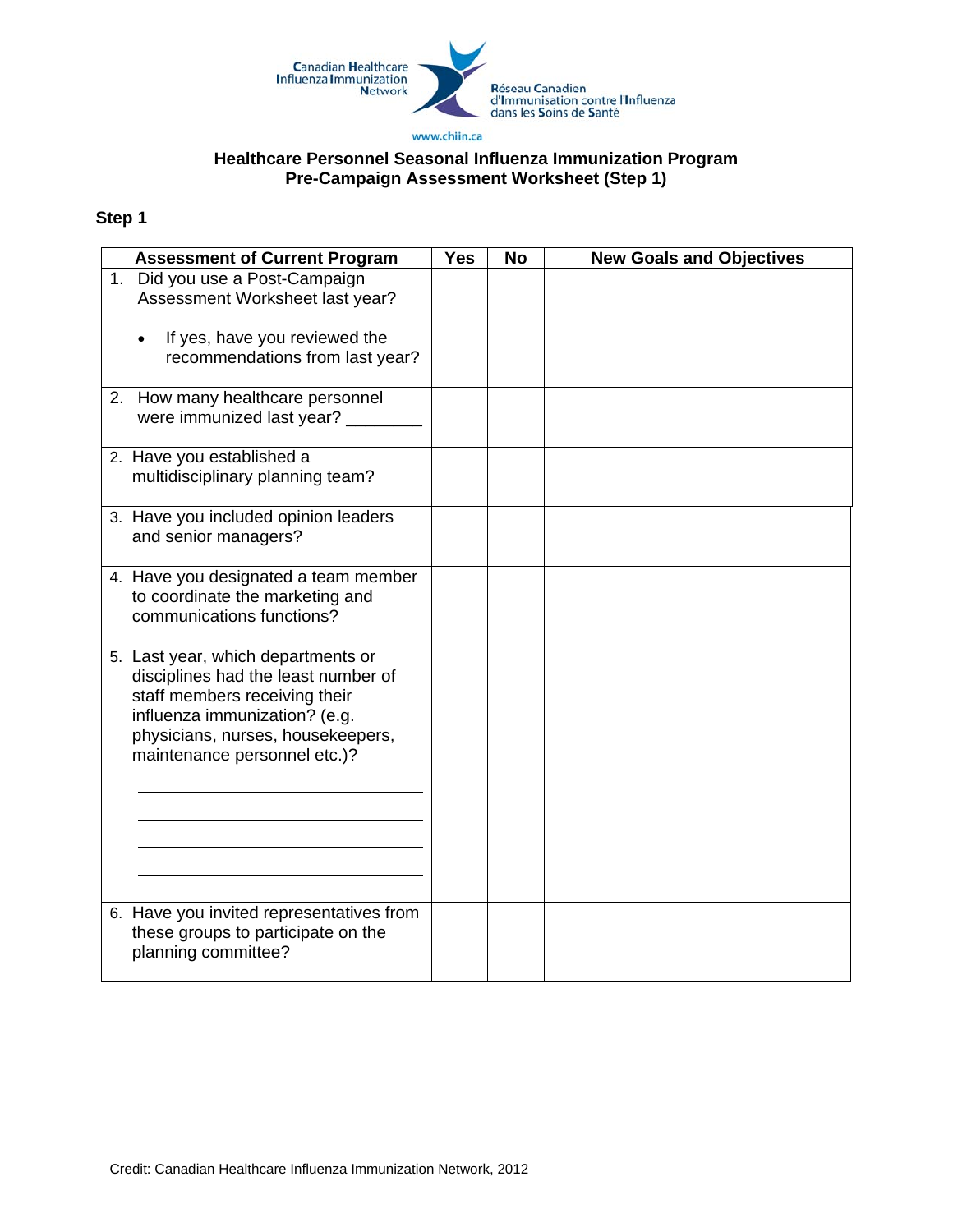Canadian Healthcare Influenza Immunization Network

Réseau Canadien d'Immunisation contre l'Influenza dans les Soins de Santé

www.chiin.ca

## Healthcare Personnel Seasonal Influenza Immunization Program Pre-Campaign Assessment Worksheet (Step 1)

### Step 1

| Assessment of Current Program | Yes | No | New Goals and Objectives |
|---|---|---|---|
| 1. Did you use a Post-Campaign Assessment Worksheet last year?<br><br>• If yes, have you reviewed the recommendations from last year? | | | |
| 2. How many healthcare personnel were immunized last year? ________ | | | |
| 2. Have you established a multidisciplinary planning team? | | | |
| 3. Have you included opinion leaders and senior managers? | | | |
| 4. Have you designated a team member to coordinate the marketing and communications functions? | | | |
| 5. Last year, which departments or disciplines had the least number of staff members receiving their influenza immunization? (e.g. physicians, nurses, housekeepers, maintenance personnel etc.)?<br><br>______________________<br>______________________<br>______________________<br>______________________ | | | |
| 6. Have you invited representatives from these groups to participate on the planning committee? | | | |

Credit: Canadian Healthcare Influenza Immunization Network, 2012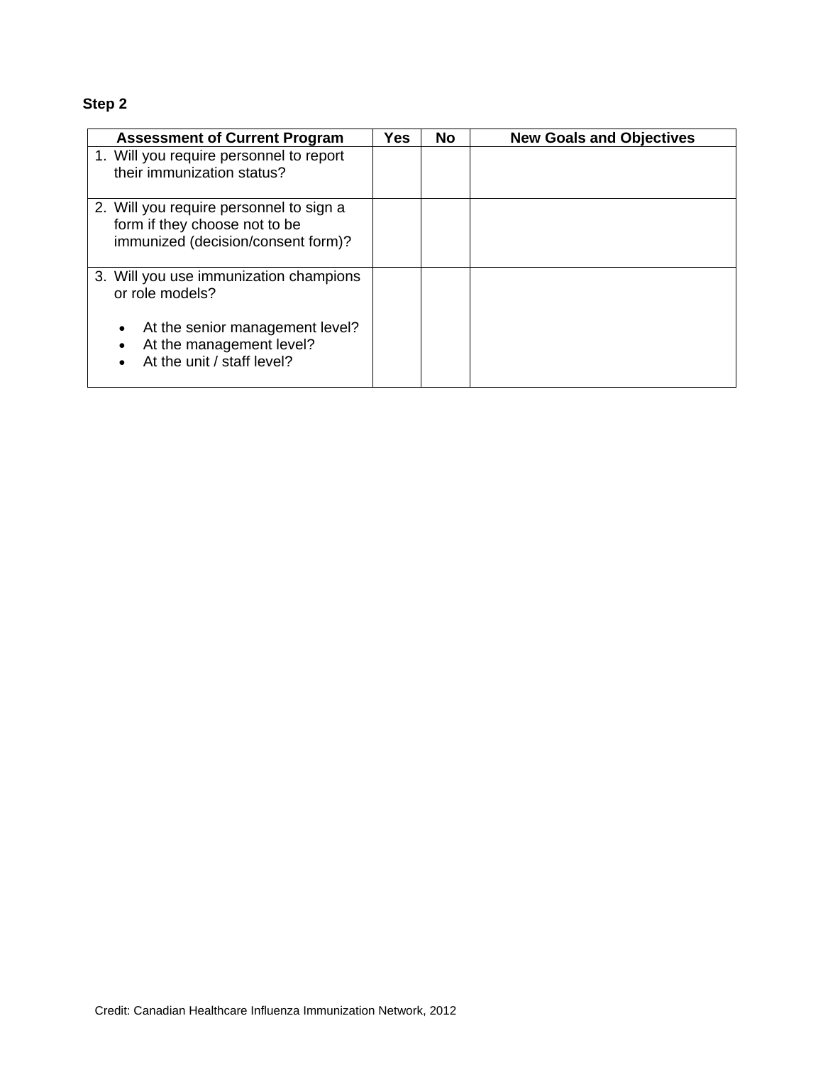**Step 2**

| Assessment of Current Program | Yes | No | New Goals and Objectives |
|---|---|---|---|
| 1. Will you require personnel to report their immunization status? | | | |
| 2. Will you require personnel to sign a form if they choose not to be immunized (decision/consent form)? | | | |
| 3. Will you use immunization champions or role models?<br>• At the senior management level?<br>• At the management level?<br>• At the unit / staff level? | | | |

Credit: Canadian Healthcare Influenza Immunization Network, 2012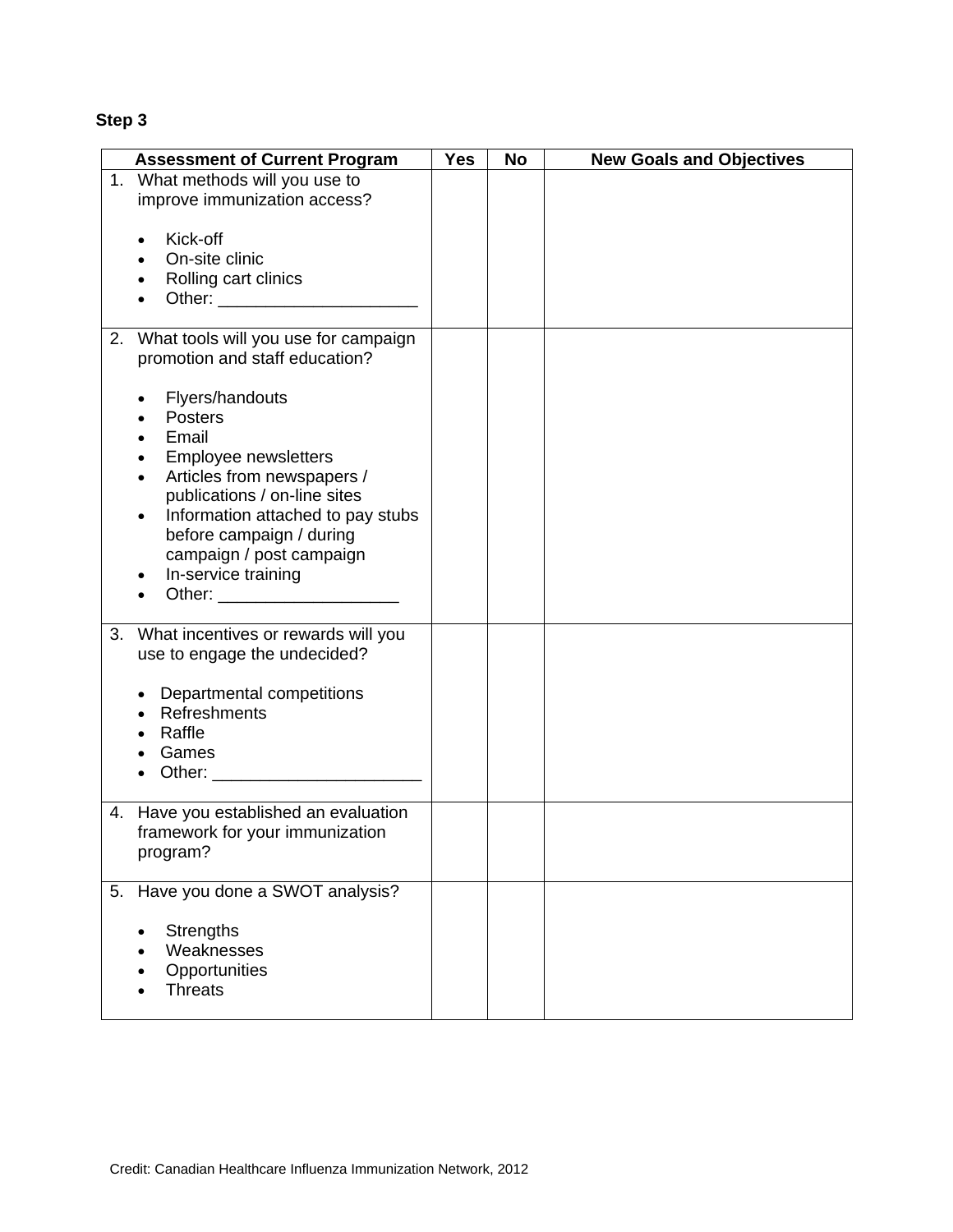**Step 3**

| Assessment of Current Program | Yes | No | New Goals and Objectives |
|---|---|---|---|
| 1. What methods will you use to improve immunization access?<br><br>• Kick-off<br>• On-site clinic<br>• Rolling cart clinics<br>• Other: ____________________ | | | |
| 2. What tools will you use for campaign promotion and staff education?<br><br>• Flyers/handouts<br>• Posters<br>• Email<br>• Employee newsletters<br>• Articles from newspapers / publications / on-line sites<br>• Information attached to pay stubs before campaign / during campaign / post campaign<br>• In-service training<br>• Other: ___________________ | | | |
| 3. What incentives or rewards will you use to engage the undecided?<br><br>• Departmental competitions<br>• Refreshments<br>• Raffle<br>• Games<br>• Other: ______________________ | | | |
| 4. Have you established an evaluation framework for your immunization program? | | | |
| 5. Have you done a SWOT analysis?<br><br>• Strengths<br>• Weaknesses<br>• Opportunities<br>• Threats | | | |

Credit: Canadian Healthcare Influenza Immunization Network, 2012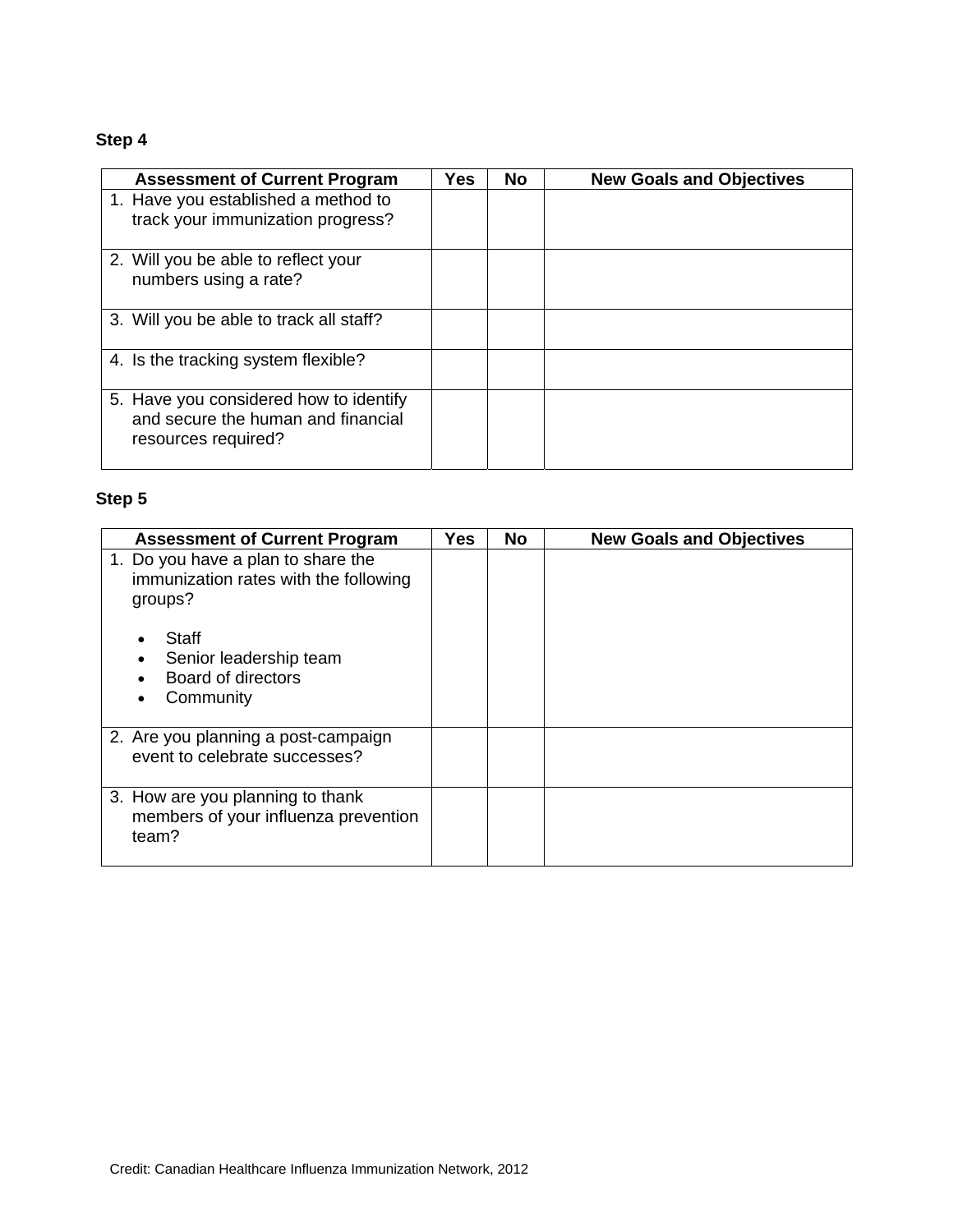**Step 4**

| Assessment of Current Program | Yes | No | New Goals and Objectives |
| --- | --- | --- | --- |
| 1. Have you established a method to track your immunization progress? | | | |
| 2. Will you be able to reflect your numbers using a rate? | | | |
| 3. Will you be able to track all staff? | | | |
| 4. Is the tracking system flexible? | | | |
| 5. Have you considered how to identify and secure the human and financial resources required? | | | |

**Step 5**

| Assessment of Current Program | Yes | No | New Goals and Objectives |
| --- | --- | --- | --- |
| 1. Do you have a plan to share the immunization rates with the following groups?<br>• Staff<br>• Senior leadership team<br>• Board of directors<br>• Community | | | |
| 2. Are you planning a post-campaign event to celebrate successes? | | | |
| 3. How are you planning to thank members of your influenza prevention team? | | | |

Credit: Canadian Healthcare Influenza Immunization Network, 2012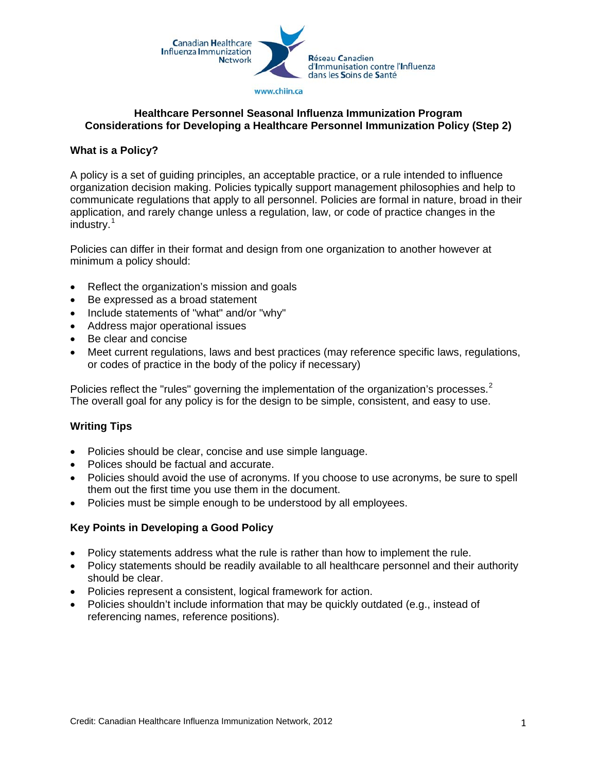Canadian Healthcare Influenza Immunization Network

Réseau Canadien d'Immunisation contre l'Influenza dans les Soins de Santé

www.chiin.ca

## Healthcare Personnel Seasonal Influenza Immunization Program
## Considerations for Developing a Healthcare Personnel Immunization Policy (Step 2)

### What is a Policy?

A policy is a set of guiding principles, an acceptable practice, or a rule intended to influence organization decision making. Policies typically support management philosophies and help to communicate regulations that apply to all personnel. Policies are formal in nature, broad in their application, and rarely change unless a regulation, law, or code of practice changes in the industry.[1]

Policies can differ in their format and design from one organization to another however at minimum a policy should:

- Reflect the organization's mission and goals
- Be expressed as a broad statement
- Include statements of "what" and/or "why"
- Address major operational issues
- Be clear and concise
- Meet current regulations, laws and best practices (may reference specific laws, regulations, or codes of practice in the body of the policy if necessary)

Policies reflect the "rules" governing the implementation of the organization's processes.[2] The overall goal for any policy is for the design to be simple, consistent, and easy to use.

### Writing Tips

- Policies should be clear, concise and use simple language.
- Polices should be factual and accurate.
- Policies should avoid the use of acronyms. If you choose to use acronyms, be sure to spell them out the first time you use them in the document.
- Policies must be simple enough to be understood by all employees.

### Key Points in Developing a Good Policy

- Policy statements address what the rule is rather than how to implement the rule.
- Policy statements should be readily available to all healthcare personnel and their authority should be clear.
- Policies represent a consistent, logical framework for action.
- Policies shouldn't include information that may be quickly outdated (e.g., instead of referencing names, reference positions).

Credit: Canadian Healthcare Influenza Immunization Network, 2012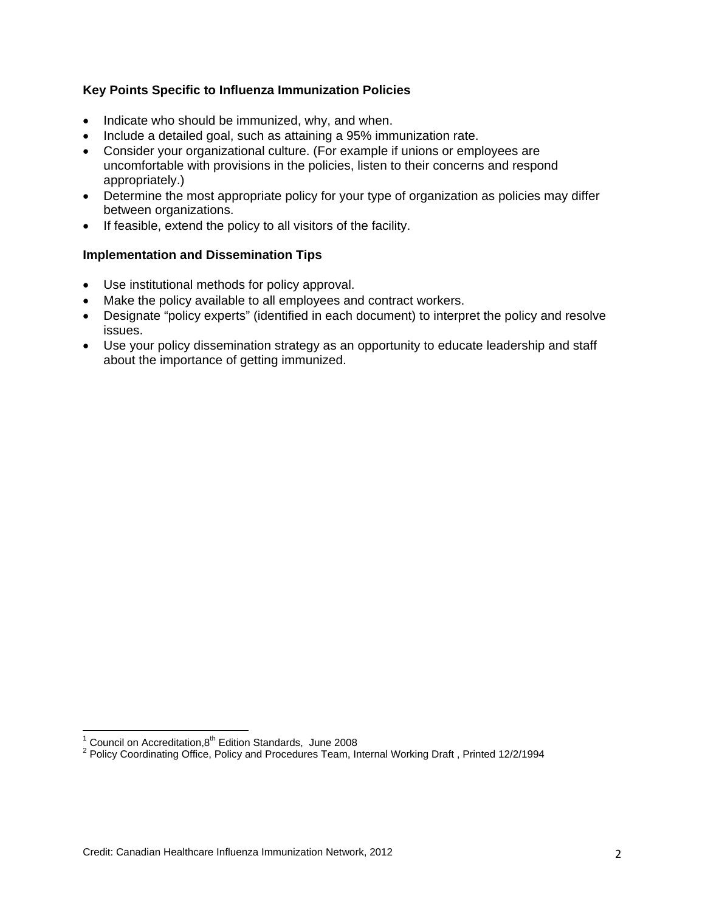**Key Points Specific to Influenza Immunization Policies**

- Indicate who should be immunized, why, and when.
- Include a detailed goal, such as attaining a 95% immunization rate.
- Consider your organizational culture. (For example if unions or employees are uncomfortable with provisions in the policies, listen to their concerns and respond appropriately.)
- Determine the most appropriate policy for your type of organization as policies may differ between organizations.
- If feasible, extend the policy to all visitors of the facility.

**Implementation and Dissemination Tips**

- Use institutional methods for policy approval.
- Make the policy available to all employees and contract workers.
- Designate "policy experts" (identified in each document) to interpret the policy and resolve issues.
- Use your policy dissemination strategy as an opportunity to educate leadership and staff about the importance of getting immunized.

[1] Council on Accreditation, 8th Edition Standards, June 2008
[2] Policy Coordinating Office, Policy and Procedures Team, Internal Working Draft , Printed 12/2/1994

Credit: Canadian Healthcare Influenza Immunization Network, 2012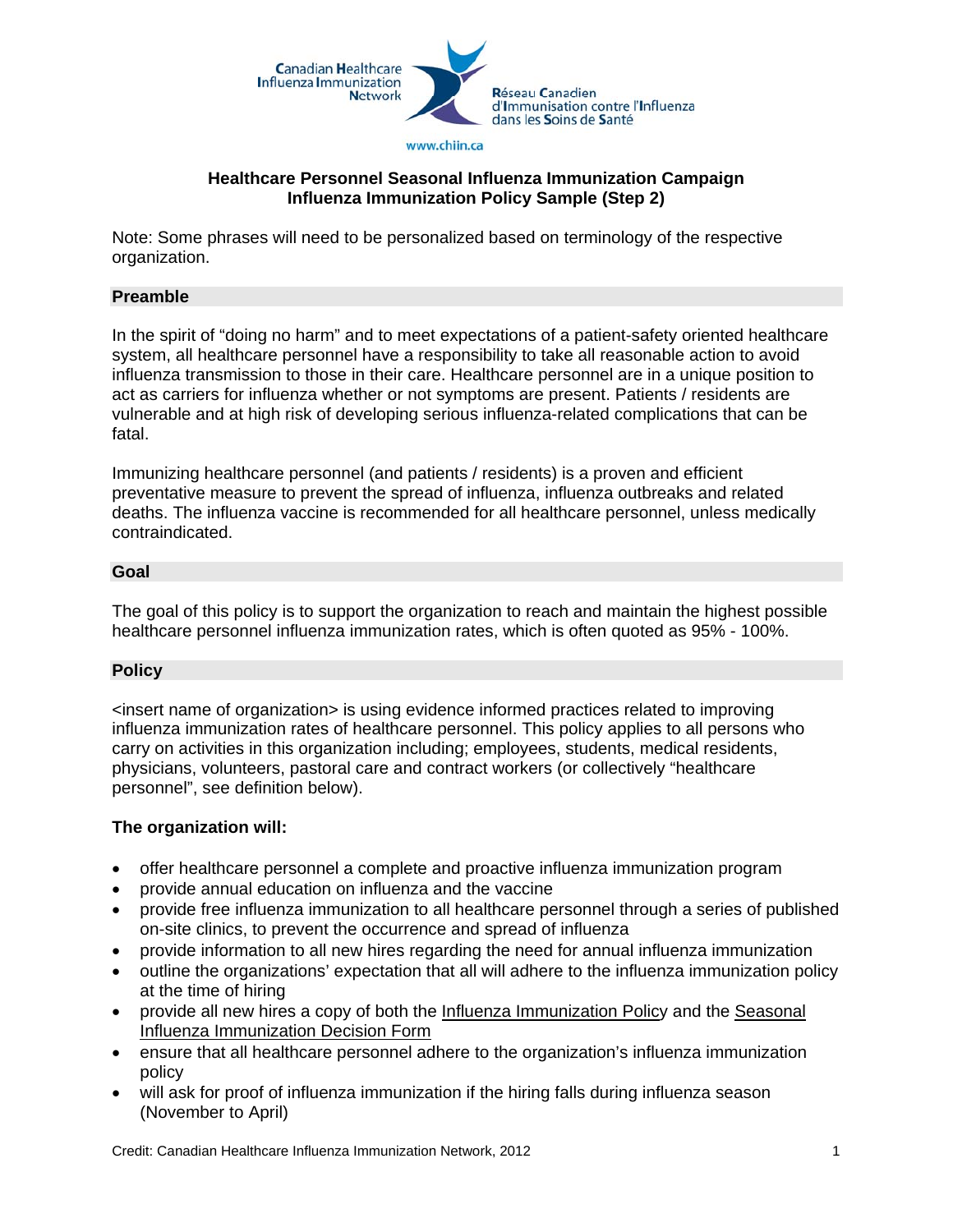Canadian Healthcare Influenza Immunization Network

Réseau Canadien d'Immunisation contre l'Influenza dans les Soins de Santé

www.chiin.ca

## Healthcare Personnel Seasonal Influenza Immunization Campaign
## Influenza Immunization Policy Sample (Step 2)

Note: Some phrases will need to be personalized based on terminology of the respective organization.

### Preamble

In the spirit of "doing no harm" and to meet expectations of a patient-safety oriented healthcare system, all healthcare personnel have a responsibility to take all reasonable action to avoid influenza transmission to those in their care. Healthcare personnel are in a unique position to act as carriers for influenza whether or not symptoms are present. Patients / residents are vulnerable and at high risk of developing serious influenza-related complications that can be fatal.

Immunizing healthcare personnel (and patients / residents) is a proven and efficient preventative measure to prevent the spread of influenza, influenza outbreaks and related deaths. The influenza vaccine is recommended for all healthcare personnel, unless medically contraindicated.

### Goal

The goal of this policy is to support the organization to reach and maintain the highest possible healthcare personnel influenza immunization rates, which is often quoted as 95% - 100%.

### Policy

<insert name of organization> is using evidence informed practices related to improving influenza immunization rates of healthcare personnel. This policy applies to all persons who carry on activities in this organization including; employees, students, medical residents, physicians, volunteers, pastoral care and contract workers (or collectively "healthcare personnel", see definition below).

**The organization will:**

- offer healthcare personnel a complete and proactive influenza immunization program
- provide annual education on influenza and the vaccine
- provide free influenza immunization to all healthcare personnel through a series of published on-site clinics, to prevent the occurrence and spread of influenza
- provide information to all new hires regarding the need for annual influenza immunization
- outline the organizations' expectation that all will adhere to the influenza immunization policy at the time of hiring
- provide all new hires a copy of both the Influenza Immunization Policy and the Seasonal Influenza Immunization Decision Form
- ensure that all healthcare personnel adhere to the organization's influenza immunization policy
- will ask for proof of influenza immunization if the hiring falls during influenza season (November to April)

Credit: Canadian Healthcare Influenza Immunization Network, 2012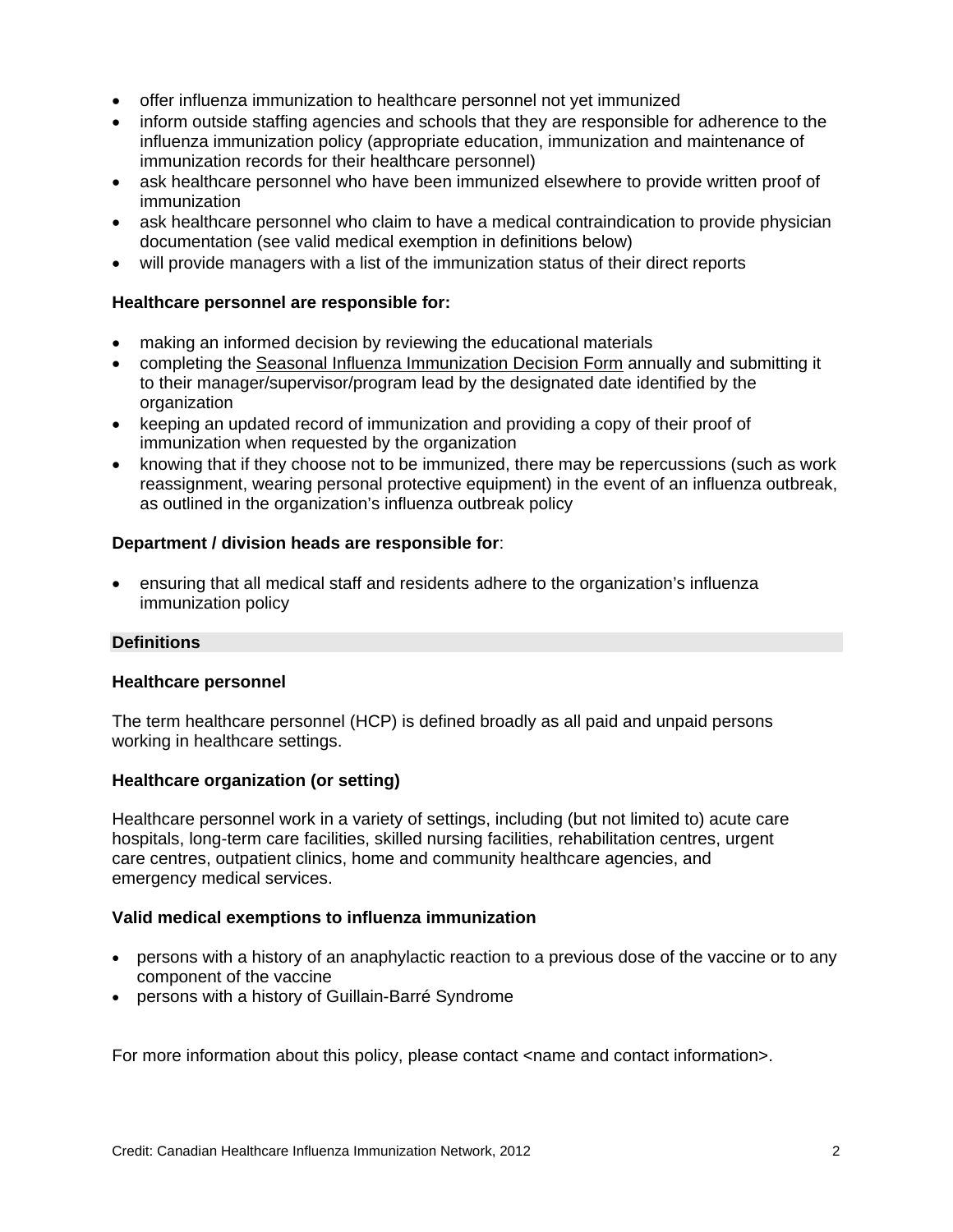- offer influenza immunization to healthcare personnel not yet immunized
- inform outside staffing agencies and schools that they are responsible for adherence to the influenza immunization policy (appropriate education, immunization and maintenance of immunization records for their healthcare personnel)
- ask healthcare personnel who have been immunized elsewhere to provide written proof of immunization
- ask healthcare personnel who claim to have a medical contraindication to provide physician documentation (see valid medical exemption in definitions below)
- will provide managers with a list of the immunization status of their direct reports

**Healthcare personnel are responsible for:**

- making an informed decision by reviewing the educational materials
- completing the Seasonal Influenza Immunization Decision Form annually and submitting it to their manager/supervisor/program lead by the designated date identified by the organization
- keeping an updated record of immunization and providing a copy of their proof of immunization when requested by the organization
- knowing that if they choose not to be immunized, there may be repercussions (such as work reassignment, wearing personal protective equipment) in the event of an influenza outbreak, as outlined in the organization's influenza outbreak policy

**Department / division heads are responsible for**:

- ensuring that all medical staff and residents adhere to the organization's influenza immunization policy

## Definitions

**Healthcare personnel**

The term healthcare personnel (HCP) is defined broadly as all paid and unpaid persons working in healthcare settings.

**Healthcare organization (or setting)**

Healthcare personnel work in a variety of settings, including (but not limited to) acute care hospitals, long-term care facilities, skilled nursing facilities, rehabilitation centres, urgent care centres, outpatient clinics, home and community healthcare agencies, and emergency medical services.

**Valid medical exemptions to influenza immunization**

- persons with a history of an anaphylactic reaction to a previous dose of the vaccine or to any component of the vaccine
- persons with a history of Guillain-Barré Syndrome

For more information about this policy, please contact <name and contact information>.

Credit: Canadian Healthcare Influenza Immunization Network, 2012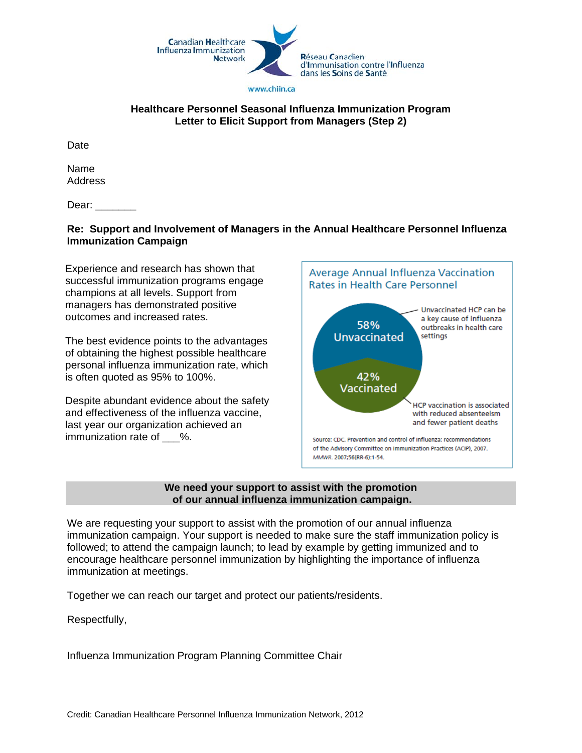Canadian Healthcare Influenza Immunization Network

Réseau Canadien d'Immunisation contre l'Influenza dans les Soins de Santé

www.chiin.ca

## Healthcare Personnel Seasonal Influenza Immunization Program
## Letter to Elicit Support from Managers (Step 2)

Date

Name
Address

Dear: _______

**Re: Support and Involvement of Managers in the Annual Healthcare Personnel Influenza Immunization Campaign**

Experience and research has shown that successful immunization programs engage champions at all levels. Support from managers has demonstrated positive outcomes and increased rates.

The best evidence points to the advantages of obtaining the highest possible healthcare personal influenza immunization rate, which is often quoted as 95% to 100%.

Despite abundant evidence about the safety and effectiveness of the influenza vaccine, last year our organization achieved an immunization rate of ___%.

Average Annual Influenza Vaccination Rates in Health Care Personnel

- 58% Unvaccinated — Unvaccinated HCP can be a key cause of influenza outbreaks in health care settings
- 42% Vaccinated — HCP vaccination is associated with reduced absenteeism and fewer patient deaths

Source: CDC. Prevention and control of influenza: recommendations of the Advisory Committee on Immunization Practices (ACIP), 2007. *MMWR*. 2007;56(RR-6):1-54.

**We need your support to assist with the promotion of our annual influenza immunization campaign.**

We are requesting your support to assist with the promotion of our annual influenza immunization campaign. Your support is needed to make sure the staff immunization policy is followed; to attend the campaign launch; to lead by example by getting immunized and to encourage healthcare personnel immunization by highlighting the importance of influenza immunization at meetings.

Together we can reach our target and protect our patients/residents.

Respectfully,

Influenza Immunization Program Planning Committee Chair

Credit: Canadian Healthcare Personnel Influenza Immunization Network, 2012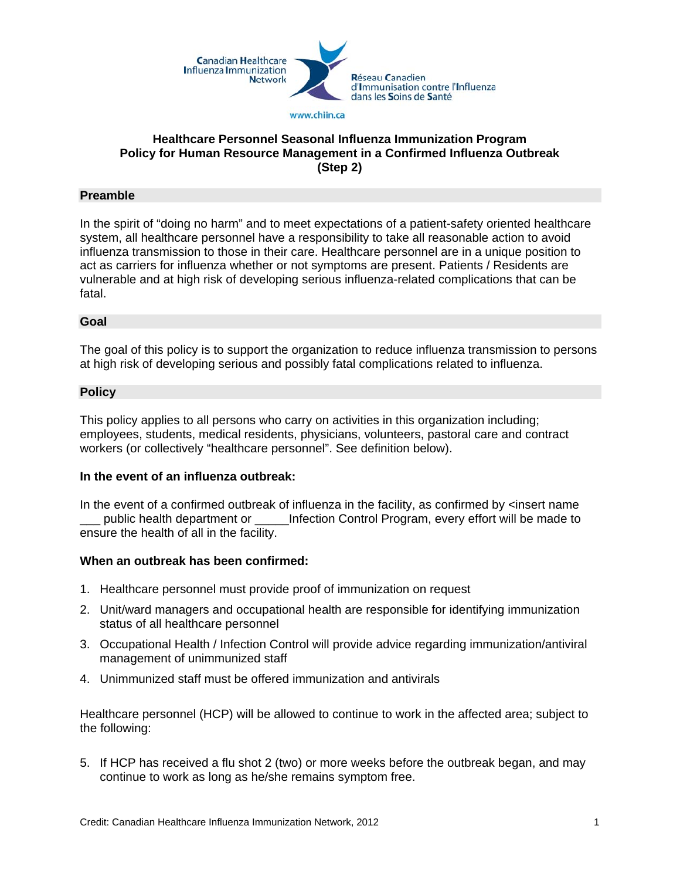Canadian Healthcare Influenza Immunization Network

Réseau Canadien d'Immunisation contre l'Influenza dans les Soins de Santé

www.chiin.ca

**Healthcare Personnel Seasonal Influenza Immunization Program**
**Policy for Human Resource Management in a Confirmed Influenza Outbreak**
**(Step 2)**

## Preamble

In the spirit of "doing no harm" and to meet expectations of a patient-safety oriented healthcare system, all healthcare personnel have a responsibility to take all reasonable action to avoid influenza transmission to those in their care. Healthcare personnel are in a unique position to act as carriers for influenza whether or not symptoms are present. Patients / Residents are vulnerable and at high risk of developing serious influenza-related complications that can be fatal.

## Goal

The goal of this policy is to support the organization to reduce influenza transmission to persons at high risk of developing serious and possibly fatal complications related to influenza.

## Policy

This policy applies to all persons who carry on activities in this organization including; employees, students, medical residents, physicians, volunteers, pastoral care and contract workers (or collectively "healthcare personnel". See definition below).

**In the event of an influenza outbreak:**

In the event of a confirmed outbreak of influenza in the facility, as confirmed by <insert name ___ public health department or _____Infection Control Program, every effort will be made to ensure the health of all in the facility.

**When an outbreak has been confirmed:**

1. Healthcare personnel must provide proof of immunization on request
2. Unit/ward managers and occupational health are responsible for identifying immunization status of all healthcare personnel
3. Occupational Health / Infection Control will provide advice regarding immunization/antiviral management of unimmunized staff
4. Unimmunized staff must be offered immunization and antivirals

Healthcare personnel (HCP) will be allowed to continue to work in the affected area; subject to the following:

5. If HCP has received a flu shot 2 (two) or more weeks before the outbreak began, and may continue to work as long as he/she remains symptom free.

Credit: Canadian Healthcare Influenza Immunization Network, 2012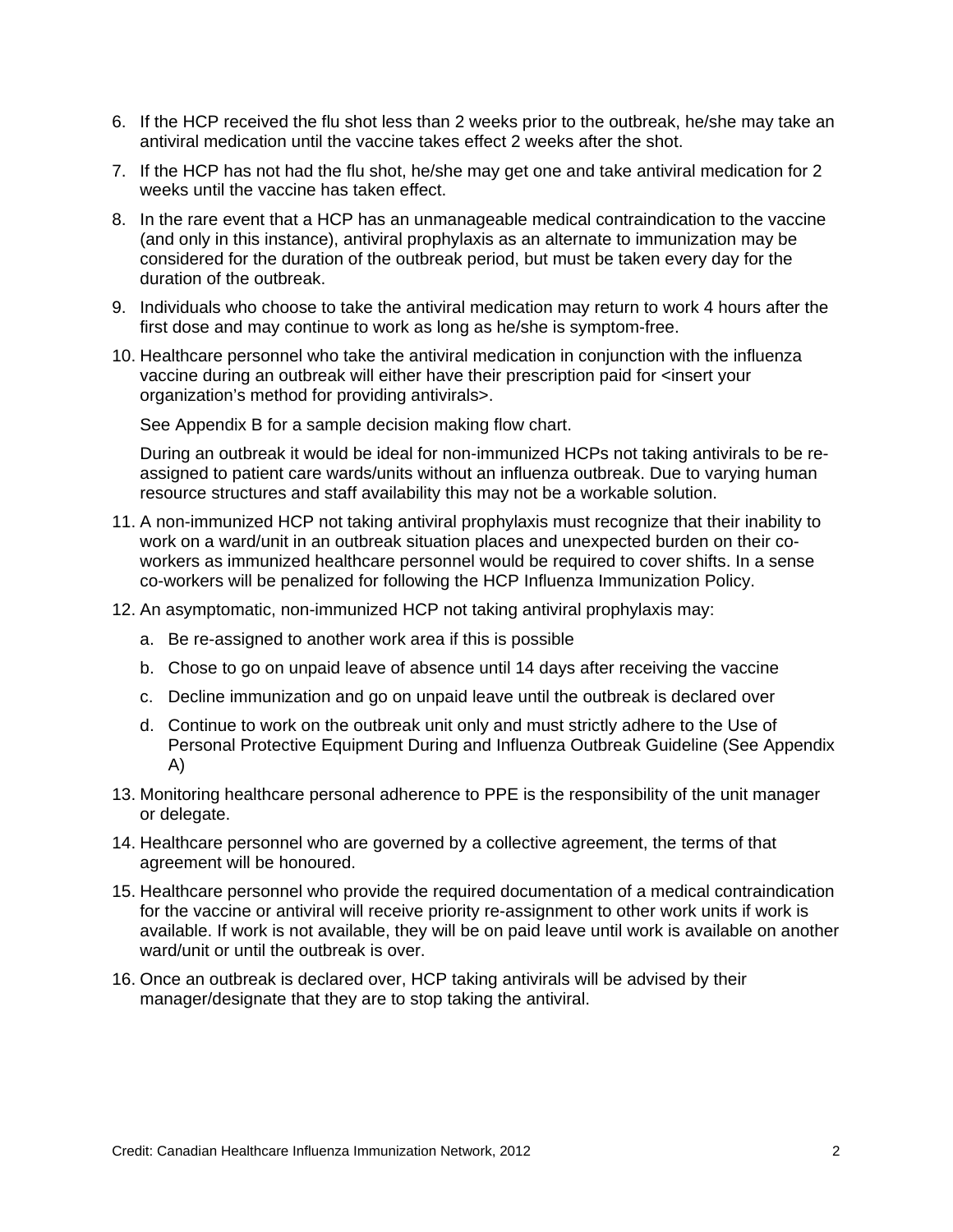6. If the HCP received the flu shot less than 2 weeks prior to the outbreak, he/she may take an antiviral medication until the vaccine takes effect 2 weeks after the shot.

7. If the HCP has not had the flu shot, he/she may get one and take antiviral medication for 2 weeks until the vaccine has taken effect.

8. In the rare event that a HCP has an unmanageable medical contraindication to the vaccine (and only in this instance), antiviral prophylaxis as an alternate to immunization may be considered for the duration of the outbreak period, but must be taken every day for the duration of the outbreak.

9. Individuals who choose to take the antiviral medication may return to work 4 hours after the first dose and may continue to work as long as he/she is symptom-free.

10. Healthcare personnel who take the antiviral medication in conjunction with the influenza vaccine during an outbreak will either have their prescription paid for <insert your organization's method for providing antivirals>.

    See Appendix B for a sample decision making flow chart.

    During an outbreak it would be ideal for non-immunized HCPs not taking antivirals to be re-assigned to patient care wards/units without an influenza outbreak. Due to varying human resource structures and staff availability this may not be a workable solution.

11. A non-immunized HCP not taking antiviral prophylaxis must recognize that their inability to work on a ward/unit in an outbreak situation places and unexpected burden on their co-workers as immunized healthcare personnel would be required to cover shifts. In a sense co-workers will be penalized for following the HCP Influenza Immunization Policy.

12. An asymptomatic, non-immunized HCP not taking antiviral prophylaxis may:
    a. Be re-assigned to another work area if this is possible
    b. Chose to go on unpaid leave of absence until 14 days after receiving the vaccine
    c. Decline immunization and go on unpaid leave until the outbreak is declared over
    d. Continue to work on the outbreak unit only and must strictly adhere to the Use of Personal Protective Equipment During and Influenza Outbreak Guideline (See Appendix A)

13. Monitoring healthcare personal adherence to PPE is the responsibility of the unit manager or delegate.

14. Healthcare personnel who are governed by a collective agreement, the terms of that agreement will be honoured.

15. Healthcare personnel who provide the required documentation of a medical contraindication for the vaccine or antiviral will receive priority re-assignment to other work units if work is available. If work is not available, they will be on paid leave until work is available on another ward/unit or until the outbreak is over.

16. Once an outbreak is declared over, HCP taking antivirals will be advised by their manager/designate that they are to stop taking the antiviral.

Credit: Canadian Healthcare Influenza Immunization Network, 2012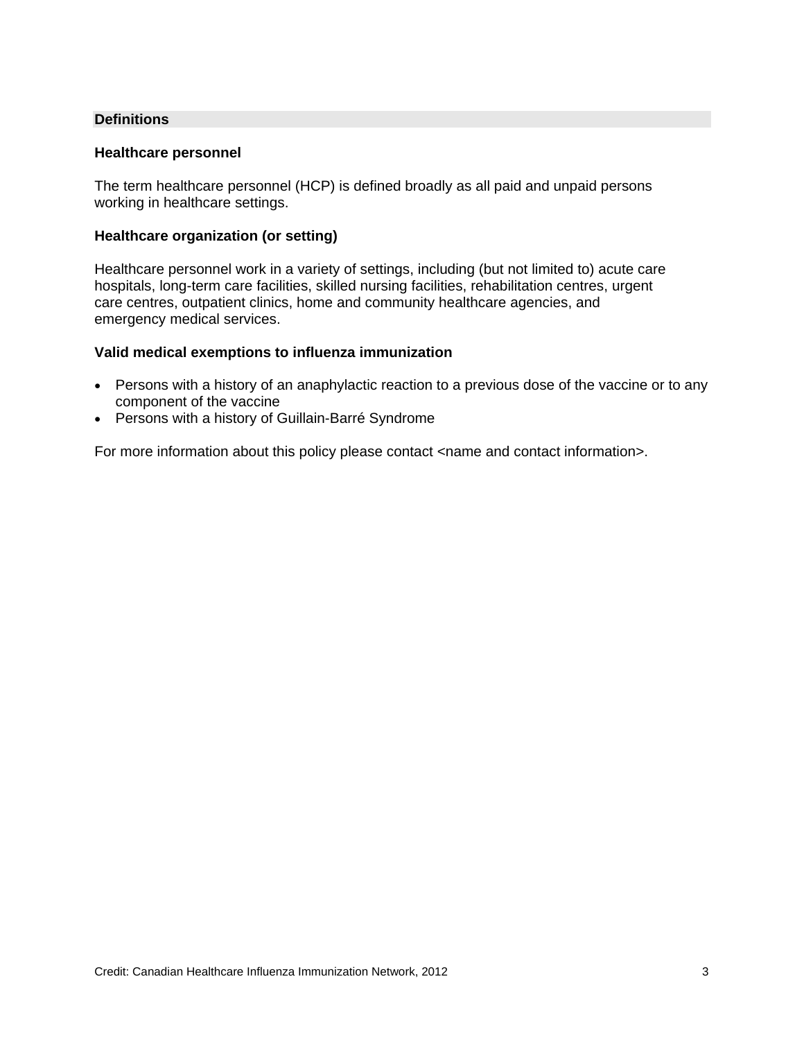## Definitions

### Healthcare personnel

The term healthcare personnel (HCP) is defined broadly as all paid and unpaid persons working in healthcare settings.

### Healthcare organization (or setting)

Healthcare personnel work in a variety of settings, including (but not limited to) acute care hospitals, long-term care facilities, skilled nursing facilities, rehabilitation centres, urgent care centres, outpatient clinics, home and community healthcare agencies, and emergency medical services.

### Valid medical exemptions to influenza immunization

- Persons with a history of an anaphylactic reaction to a previous dose of the vaccine or to any component of the vaccine
- Persons with a history of Guillain-Barré Syndrome

For more information about this policy please contact <name and contact information>.

Credit: Canadian Healthcare Influenza Immunization Network, 2012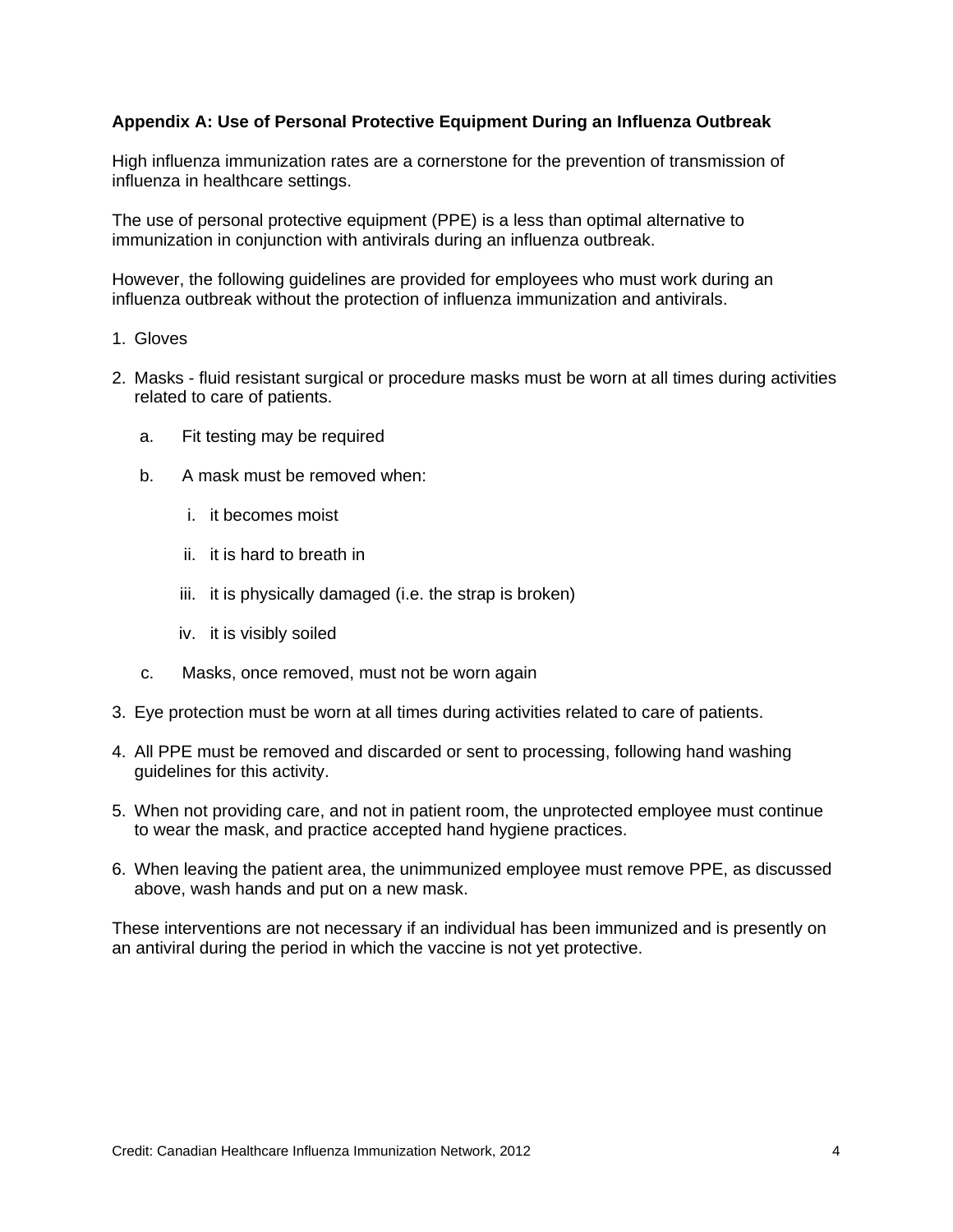**Appendix A: Use of Personal Protective Equipment During an Influenza Outbreak**

High influenza immunization rates are a cornerstone for the prevention of transmission of influenza in healthcare settings.

The use of personal protective equipment (PPE) is a less than optimal alternative to immunization in conjunction with antivirals during an influenza outbreak.

However, the following guidelines are provided for employees who must work during an influenza outbreak without the protection of influenza immunization and antivirals.

1. Gloves
2. Masks - fluid resistant surgical or procedure masks must be worn at all times during activities related to care of patients.
    a. Fit testing may be required
    b. A mask must be removed when:
        i. it becomes moist
        ii. it is hard to breath in
        iii. it is physically damaged (i.e. the strap is broken)
        iv. it is visibly soiled
    c. Masks, once removed, must not be worn again
3. Eye protection must be worn at all times during activities related to care of patients.
4. All PPE must be removed and discarded or sent to processing, following hand washing guidelines for this activity.
5. When not providing care, and not in patient room, the unprotected employee must continue to wear the mask, and practice accepted hand hygiene practices.
6. When leaving the patient area, the unimmunized employee must remove PPE, as discussed above, wash hands and put on a new mask.

These interventions are not necessary if an individual has been immunized and is presently on an antiviral during the period in which the vaccine is not yet protective.

Credit: Canadian Healthcare Influenza Immunization Network, 2012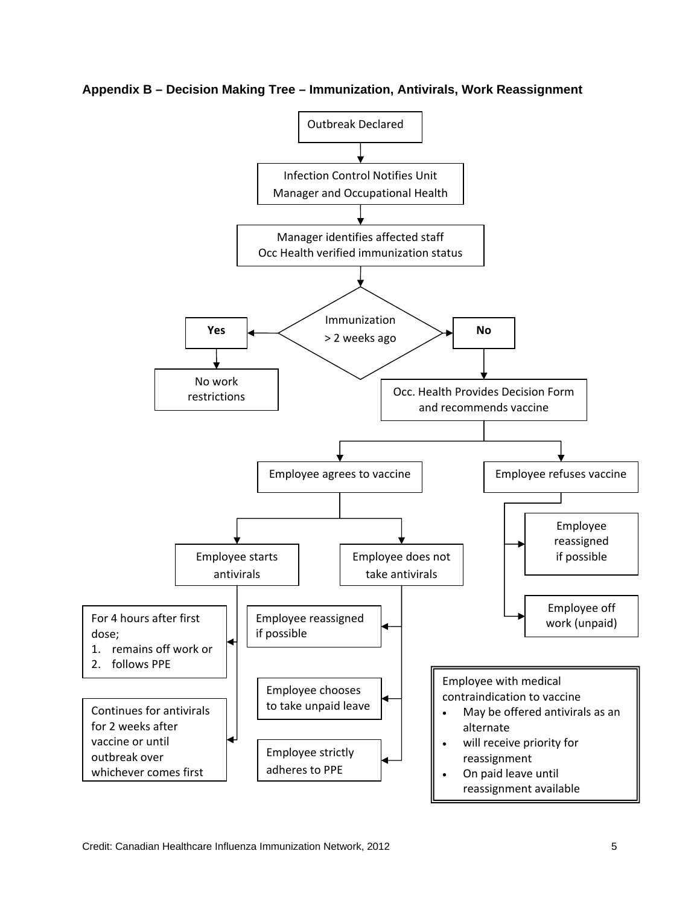**Appendix B – Decision Making Tree – Immunization, Antivirals, Work Reassignment**

Outbreak Declared

↓

Infection Control Notifies Unit Manager and Occupational Health

↓

Manager identifies affected staff
Occ Health verified immunization status

↓

Immunization > 2 weeks ago

- **Yes** → No work restrictions
- **No** → Occ. Health Provides Decision Form and recommends vaccine
  - Employee agrees to vaccine
    - Employee starts antivirals
      - For 4 hours after first dose;
        1. remains off work or
        2. follows PPE
      - Continues for antivirals for 2 weeks after vaccine or until outbreak over whichever comes first
    - Employee does not take antivirals
      - Employee reassigned if possible
      - Employee chooses to take unpaid leave
      - Employee strictly adheres to PPE
  - Employee refuses vaccine
    - Employee reassigned if possible
    - Employee off work (unpaid)

Employee with medical contraindication to vaccine

- May be offered antivirals as an alternate
- will receive priority for reassignment
- On paid leave until reassignment available

Credit: Canadian Healthcare Influenza Immunization Network, 2012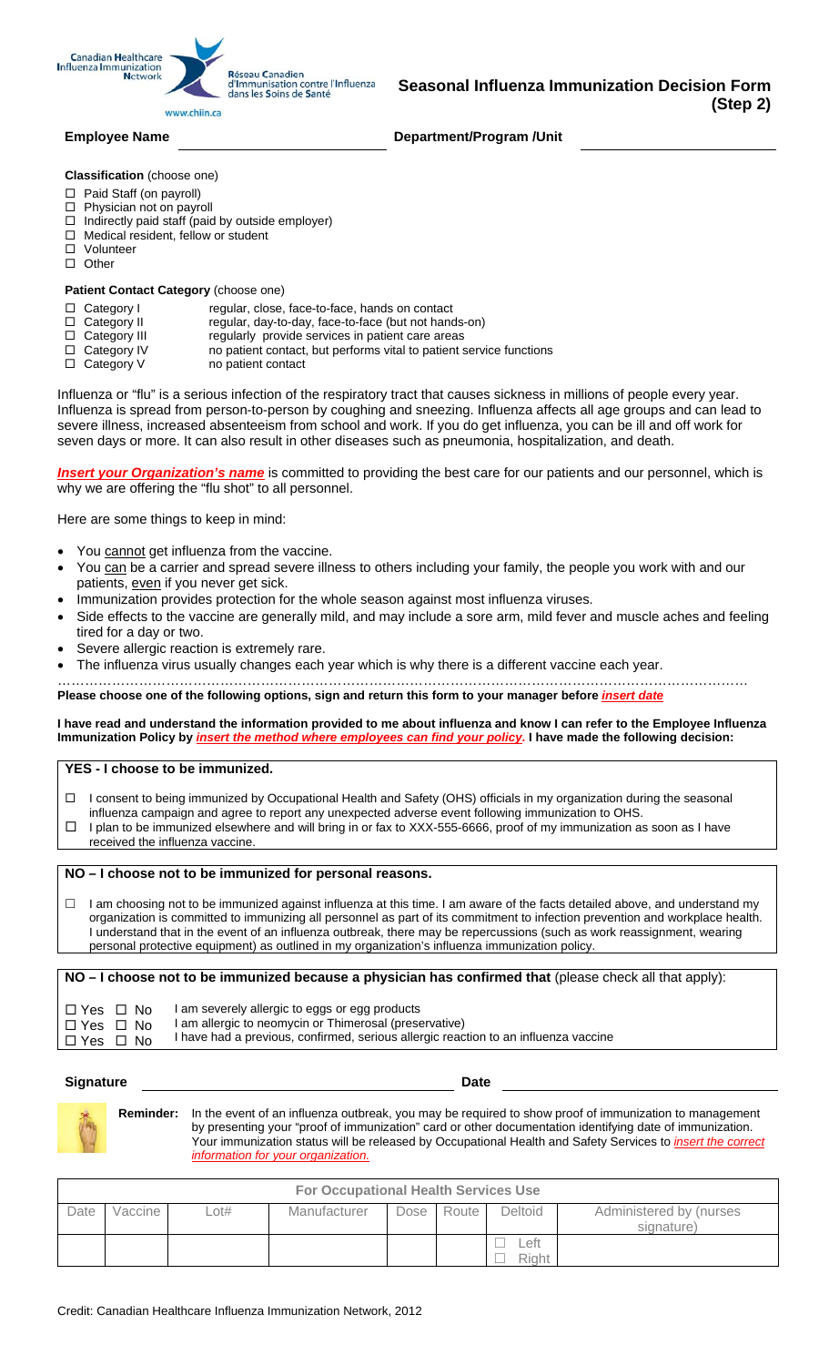Canadian Healthcare Influenza Immunization Network
Réseau Canadien d'Immunisation contre l'Influenza dans les Soins de Santé
www.chiin.ca

# Seasonal Influenza Immunization Decision Form (Step 2)

**Employee Name** ____________________ **Department/Program /Unit** ____________________

**Classification** (choose one)

- ☐ Paid Staff (on payroll)
- ☐ Physician not on payroll
- ☐ Indirectly paid staff (paid by outside employer)
- ☐ Medical resident, fellow or student
- ☐ Volunteer
- ☐ Other

**Patient Contact Category** (choose one)

- ☐ Category I — regular, close, face-to-face, hands on contact
- ☐ Category II — regular, day-to-day, face-to-face (but not hands-on)
- ☐ Category III — regularly provide services in patient care areas
- ☐ Category IV — no patient contact, but performs vital to patient service functions
- ☐ Category V — no patient contact

Influenza or "flu" is a serious infection of the respiratory tract that causes sickness in millions of people every year. Influenza is spread from person-to-person by coughing and sneezing. Influenza affects all age groups and can lead to severe illness, increased absenteeism from school and work. If you do get influenza, you can be ill and off work for seven days or more. It can also result in other diseases such as pneumonia, hospitalization, and death.

***Insert your Organization's name*** is committed to providing the best care for our patients and our personnel, which is why we are offering the "flu shot" to all personnel.

Here are some things to keep in mind:

- You cannot get influenza from the vaccine.
- You can be a carrier and spread severe illness to others including your family, the people you work with and our patients, even if you never get sick.
- Immunization provides protection for the whole season against most influenza viruses.
- Side effects to the vaccine are generally mild, and may include a sore arm, mild fever and muscle aches and feeling tired for a day or two.
- Severe allergic reaction is extremely rare.
- The influenza virus usually changes each year which is why there is a different vaccine each year.

……………………………………………………………………………………………………………………………

**Please choose one of the following options, sign and return this form to your manager before *insert date***

**I have read and understand the information provided to me about influenza and know I can refer to the Employee Influenza Immunization Policy by *insert the method where employees can find your policy*. I have made the following decision:**

**YES - I choose to be immunized.**

- ☐ I consent to being immunized by Occupational Health and Safety (OHS) officials in my organization during the seasonal influenza campaign and agree to report any unexpected adverse event following immunization to OHS.
- ☐ I plan to be immunized elsewhere and will bring in or fax to XXX-555-6666, proof of my immunization as soon as I have received the influenza vaccine.

**NO – I choose not to be immunized for personal reasons.**

- ☐ I am choosing not to be immunized against influenza at this time. I am aware of the facts detailed above, and understand my organization is committed to immunizing all personnel as part of its commitment to infection prevention and workplace health. I understand that in the event of an influenza outbreak, there may be repercussions (such as work reassignment, wearing personal protective equipment) as outlined in my organization's influenza immunization policy.

**NO – I choose not to be immunized because a physician has confirmed that** (please check all that apply):

- ☐ Yes ☐ No — I am severely allergic to eggs or egg products
- ☐ Yes ☐ No — I am allergic to neomycin or Thimerosal (preservative)
- ☐ Yes ☐ No — I have had a previous, confirmed, serious allergic reaction to an influenza vaccine

**Signature** ____________________ **Date** ____________________

**Reminder:** In the event of an influenza outbreak, you may be required to show proof of immunization to management by presenting your "proof of immunization" card or other documentation identifying date of immunization. Your immunization status will be released by Occupational Health and Safety Services to *insert the correct information for your organization.*

| For Occupational Health Services Use | | | | | | | |
|---|---|---|---|---|---|---|---|
| Date | Vaccine | Lot# | Manufacturer | Dose | Route | Deltoid | Administered by (nurses signature) |
| | | | | | | ☐ Left ☐ Right | |

Credit: Canadian Healthcare Influenza Immunization Network, 2012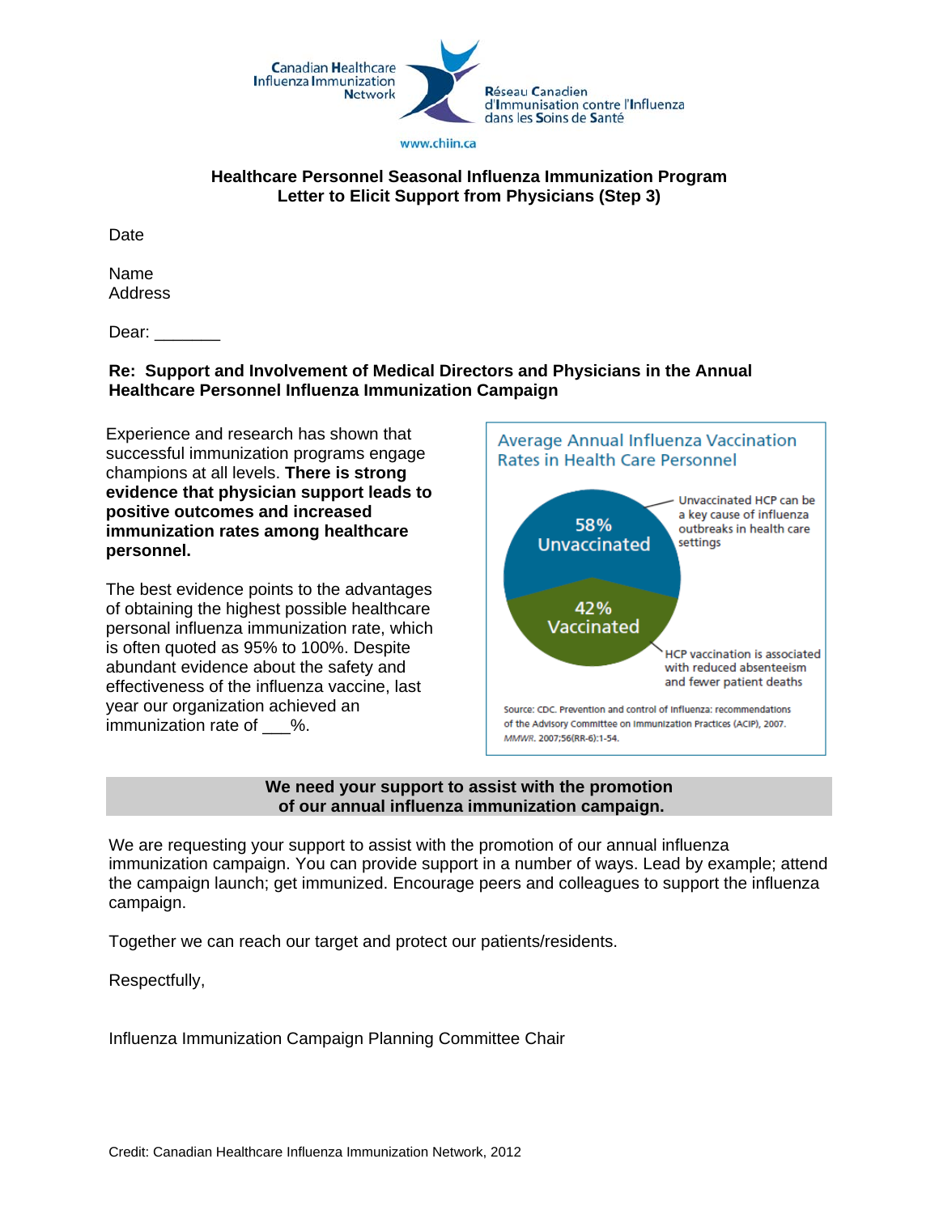Canadian Healthcare Influenza Immunization Network

Réseau Canadien d'Immunisation contre l'Influenza dans les Soins de Santé

www.chiin.ca

**Healthcare Personnel Seasonal Influenza Immunization Program**
**Letter to Elicit Support from Physicians (Step 3)**

Date

Name
Address

Dear: _______

**Re: Support and Involvement of Medical Directors and Physicians in the Annual Healthcare Personnel Influenza Immunization Campaign**

Experience and research has shown that successful immunization programs engage champions at all levels. **There is strong evidence that physician support leads to positive outcomes and increased immunization rates among healthcare personnel.**

The best evidence points to the advantages of obtaining the highest possible healthcare personal influenza immunization rate, which is often quoted as 95% to 100%. Despite abundant evidence about the safety and effectiveness of the influenza vaccine, last year our organization achieved an immunization rate of ___%.

Average Annual Influenza Vaccination Rates in Health Care Personnel

- 58% Unvaccinated — Unvaccinated HCP can be a key cause of influenza outbreaks in health care settings
- 42% Vaccinated — HCP vaccination is associated with reduced absenteeism and fewer patient deaths

Source: CDC. Prevention and control of influenza: recommendations of the Advisory Committee on Immunization Practices (ACIP), 2007. *MMWR.* 2007;56(RR-6):1-54.

**We need your support to assist with the promotion of our annual influenza immunization campaign.**

We are requesting your support to assist with the promotion of our annual influenza immunization campaign. You can provide support in a number of ways. Lead by example; attend the campaign launch; get immunized. Encourage peers and colleagues to support the influenza campaign.

Together we can reach our target and protect our patients/residents.

Respectfully,

Influenza Immunization Campaign Planning Committee Chair

Credit: Canadian Healthcare Influenza Immunization Network, 2012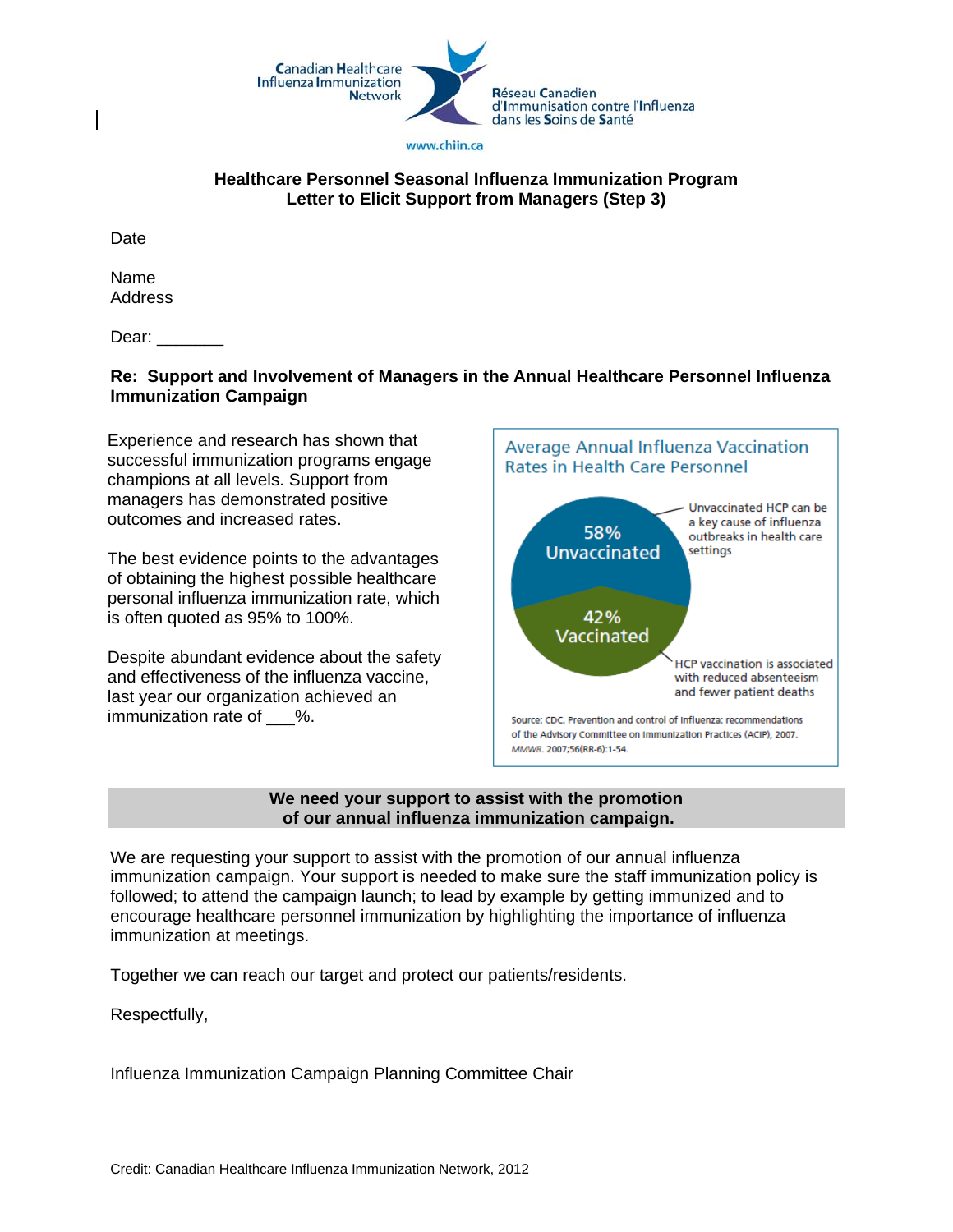Canadian Healthcare Influenza Immunization Network

Réseau Canadien d'Immunisation contre l'Influenza dans les Soins de Santé

www.chiin.ca

**Healthcare Personnel Seasonal Influenza Immunization Program**
**Letter to Elicit Support from Managers (Step 3)**

Date

Name
Address

Dear: _______

**Re: Support and Involvement of Managers in the Annual Healthcare Personnel Influenza Immunization Campaign**

Experience and research has shown that successful immunization programs engage champions at all levels. Support from managers has demonstrated positive outcomes and increased rates.

The best evidence points to the advantages of obtaining the highest possible healthcare personal influenza immunization rate, which is often quoted as 95% to 100%.

Despite abundant evidence about the safety and effectiveness of the influenza vaccine, last year our organization achieved an immunization rate of ___%.

Average Annual Influenza Vaccination Rates in Health Care Personnel

- 58% Unvaccinated — Unvaccinated HCP can be a key cause of influenza outbreaks in health care settings
- 42% Vaccinated — HCP vaccination is associated with reduced absenteeism and fewer patient deaths

Source: CDC. Prevention and control of influenza: recommendations of the Advisory Committee on Immunization Practices (ACIP), 2007. *MMWR*. 2007;56(RR-6):1-54.

**We need your support to assist with the promotion of our annual influenza immunization campaign.**

We are requesting your support to assist with the promotion of our annual influenza immunization campaign. Your support is needed to make sure the staff immunization policy is followed; to attend the campaign launch; to lead by example by getting immunized and to encourage healthcare personnel immunization by highlighting the importance of influenza immunization at meetings.

Together we can reach our target and protect our patients/residents.

Respectfully,

Influenza Immunization Campaign Planning Committee Chair

Credit: Canadian Healthcare Influenza Immunization Network, 2012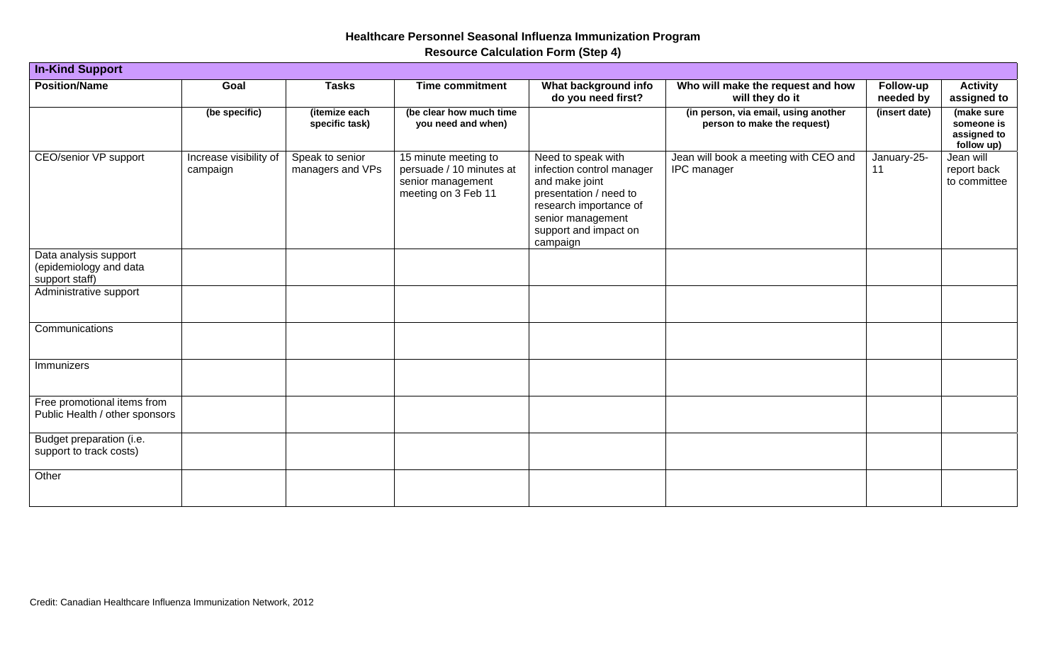**Healthcare Personnel Seasonal Influenza Immunization Program**

**Resource Calculation Form (Step 4)**

| **In-Kind Support** | | | | | | | |
|---|---|---|---|---|---|---|---|
| **Position/Name** | **Goal** | **Tasks** | **Time commitment** | **What background info do you need first?** | **Who will make the request and how will they do it** | **Follow-up needed by** | **Activity assigned to** |
| | **(be specific)** | **(itemize each specific task)** | **(be clear how much time you need and when)** | | **(in person, via email, using another person to make the request)** | **(insert date)** | **(make sure someone is assigned to follow up)** |
| CEO/senior VP support | Increase visibility of campaign | Speak to senior managers and VPs | 15 minute meeting to persuade / 10 minutes at senior management meeting on 3 Feb 11 | Need to speak with infection control manager and make joint presentation / need to research importance of senior management support and impact on campaign | Jean will book a meeting with CEO and IPC manager | January-25-11 | Jean will report back to committee |
| Data analysis support (epidemiology and data support staff) | | | | | | | |
| Administrative support | | | | | | | |
| Communications | | | | | | | |
| Immunizers | | | | | | | |
| Free promotional items from Public Health / other sponsors | | | | | | | |
| Budget preparation (i.e. support to track costs) | | | | | | | |
| Other | | | | | | | |

Credit: Canadian Healthcare Influenza Immunization Network, 2012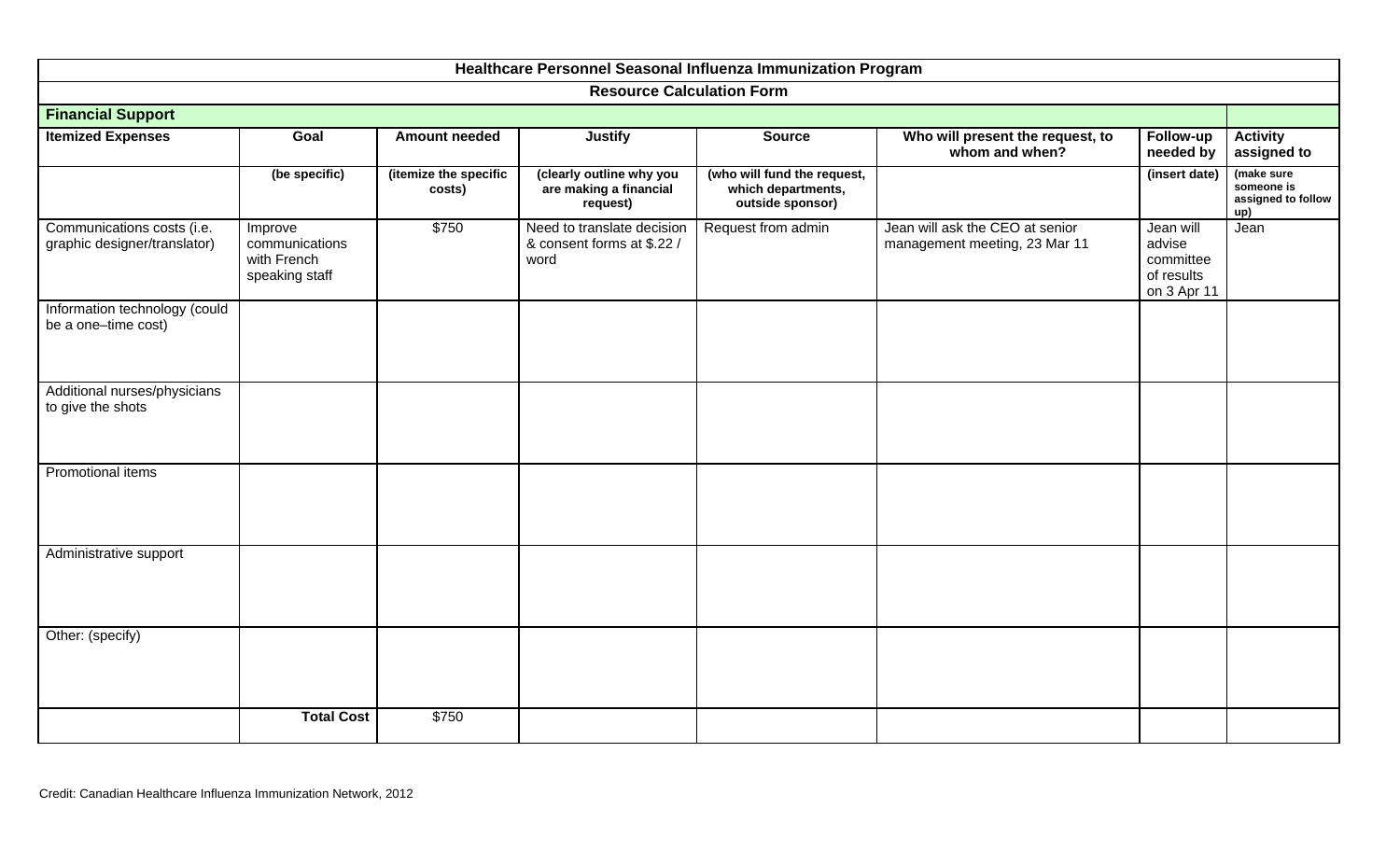## Healthcare Personnel Seasonal Influenza Immunization Program

### Resource Calculation Form

**Financial Support**

| Itemized Expenses | Goal | Amount needed | Justify | Source | Who will present the request, to whom and when? | Follow-up needed by | Activity assigned to |
|---|---|---|---|---|---|---|---|
| | (be specific) | (itemize the specific costs) | (clearly outline why you are making a financial request) | (who will fund the request, which departments, outside sponsor) | | (insert date) | (make sure someone is assigned to follow up) |
| Communications costs (i.e. graphic designer/translator) | Improve communications with French speaking staff | $750 | Need to translate decision & consent forms at $.22 / word | Request from admin | Jean will ask the CEO at senior management meeting, 23 Mar 11 | Jean will advise committee of results on 3 Apr 11 | Jean |
| Information technology (could be a one–time cost) | | | | | | | |
| Additional nurses/physicians to give the shots | | | | | | | |
| Promotional items | | | | | | | |
| Administrative support | | | | | | | |
| Other: (specify) | | | | | | | |
| | **Total Cost** | $750 | | | | | |

Credit: Canadian Healthcare Influenza Immunization Network, 2012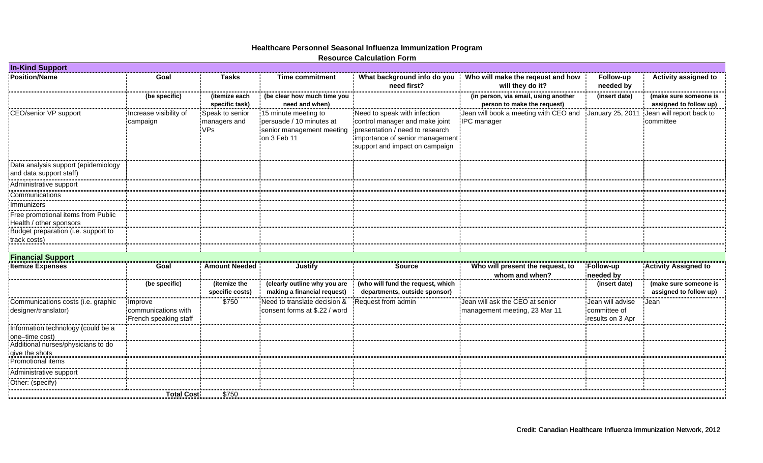## Healthcare Personnel Seasonal Influenza Immunization Program
### Resource Calculation Form

**In-Kind Support**

| Position/Name | Goal | Tasks | Time commitment | What background info do you need first? | Who will make the reqeust and how will they do it? | Follow-up needed by | Activity assigned to |
|---|---|---|---|---|---|---|---|
| | (be specific) | (itemize each specific task) | (be clear how much time you need and when) | | (in person, via email, using another person to make the request) | (insert date) | (make sure someone is assigned to follow up) |
| CEO/senior VP support | Increase visibility of campaign | Speak to senior managers and VPs | 15 minute meeting to persuade / 10 minutes at senior management meeting on 3 Feb 11 | Need to speak with infection control manager and make joint presentation / need to research importance of senior management support and impact on campaign | Jean will book a meeting with CEO and IPC manager | January 25, 2011 | Jean will report back to committee |
| Data analysis support (epidemiology and data support staff) | | | | | | | |
| Administrative support | | | | | | | |
| Communications | | | | | | | |
| Immunizers | | | | | | | |
| Free promotional items from Public Health / other sponsors | | | | | | | |
| Budget preparation (i.e. support to track costs) | | | | | | | |

**Financial Support**

| Itemize Expenses | Goal | Amount Needed | Justify | Source | Who will present the request, to whom and when? | Follow-up needed by | Activity Assigned to |
|---|---|---|---|---|---|---|---|
| | (be specific) | (itemize the specific costs) | (clearly outline why you are making a financial request) | (who will fund the request, which departments, outside sponsor) | | (insert date) | (make sure someone is assigned to follow up) |
| Communications costs (i.e. graphic designer/translator) | Improve communications with French speaking staff | $750 | Need to translate decision & consent forms at $.22 / word | Request from admin | Jean will ask the CEO at senior management meeting, 23 Mar 11 | Jean will advise committee of results on 3 Apr | Jean |
| Information technology (could be a one–time cost) | | | | | | | |
| Additional nurses/physicians to do give the shots | | | | | | | |
| Promotional items | | | | | | | |
| Administrative support | | | | | | | |
| Other: (specify) | | | | | | | |
| **Total Cost** | | $750 | | | | | |

Credit: Canadian Healthcare Influenza Immunization Network, 2012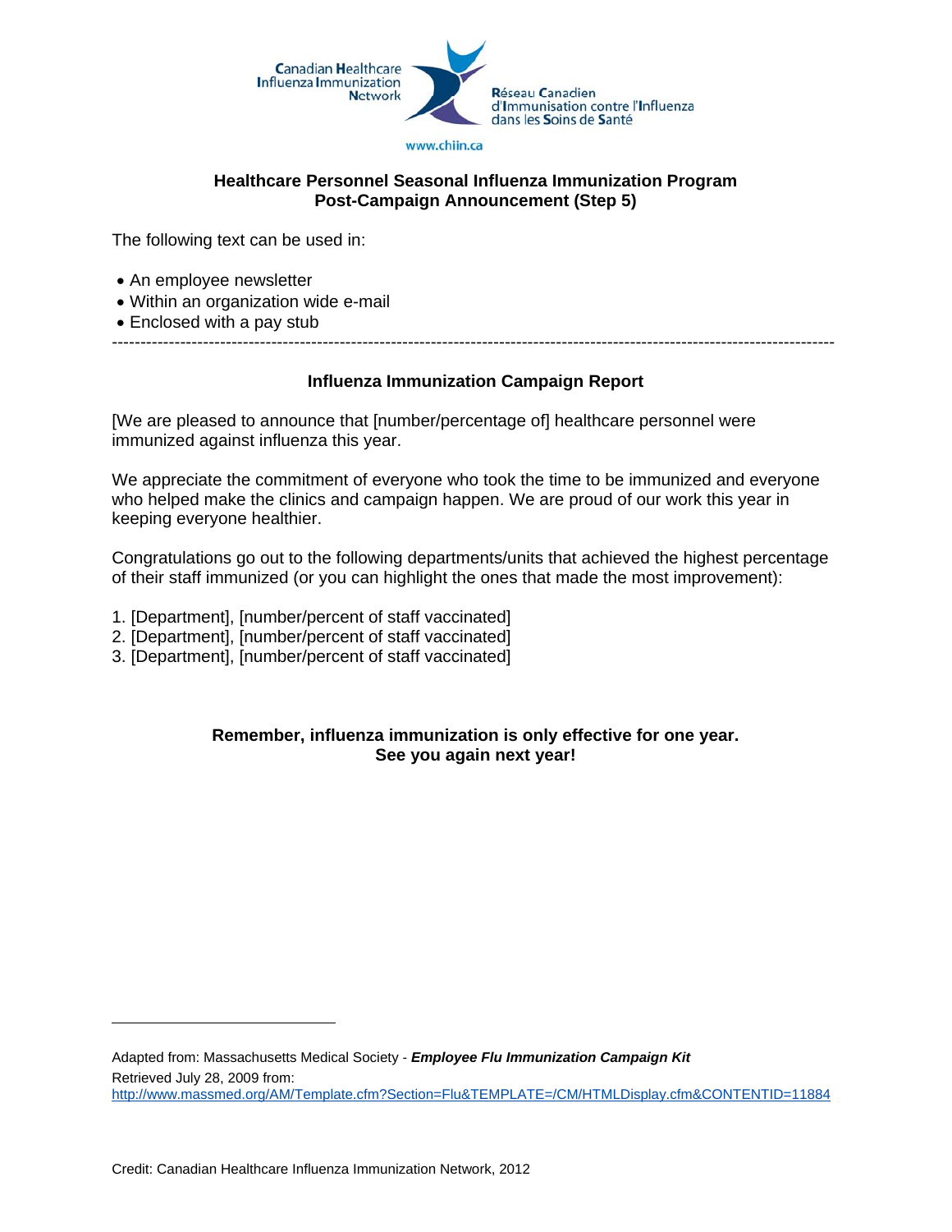Canadian Healthcare Influenza Immunization Network

Réseau Canadien d'Immunisation contre l'Influenza dans les Soins de Santé

www.chiin.ca

**Healthcare Personnel Seasonal Influenza Immunization Program**
**Post-Campaign Announcement (Step 5)**

The following text can be used in:

- An employee newsletter
- Within an organization wide e-mail
- Enclosed with a pay stub

---

**Influenza Immunization Campaign Report**

[We are pleased to announce that [number/percentage of] healthcare personnel were immunized against influenza this year.

We appreciate the commitment of everyone who took the time to be immunized and everyone who helped make the clinics and campaign happen. We are proud of our work this year in keeping everyone healthier.

Congratulations go out to the following departments/units that achieved the highest percentage of their staff immunized (or you can highlight the ones that made the most improvement):

1. [Department], [number/percent of staff vaccinated]
2. [Department], [number/percent of staff vaccinated]
3. [Department], [number/percent of staff vaccinated]

**Remember, influenza immunization is only effective for one year.**
**See you again next year!**

---

Adapted from: Massachusetts Medical Society - ***Employee Flu Immunization Campaign Kit***
Retrieved July 28, 2009 from:
http://www.massmed.org/AM/Template.cfm?Section=Flu&TEMPLATE=/CM/HTMLDisplay.cfm&CONTENTID=11884

Credit: Canadian Healthcare Influenza Immunization Network, 2012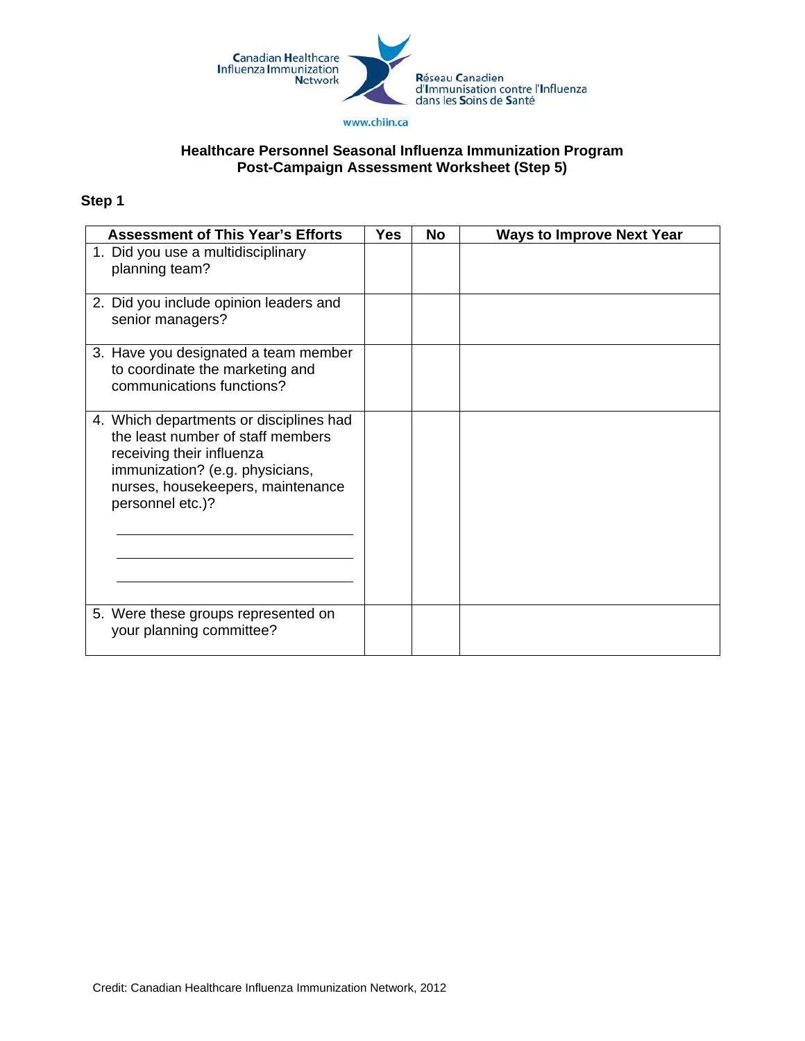Canadian Healthcare Influenza Immunization Network

Réseau Canadien d'Immunisation contre l'Influenza dans les Soins de Santé

www.chiin.ca

## Healthcare Personnel Seasonal Influenza Immunization Program
## Post-Campaign Assessment Worksheet (Step 5)

### Step 1

| Assessment of This Year's Efforts | Yes | No | Ways to Improve Next Year |
|---|---|---|---|
| 1. Did you use a multidisciplinary planning team? | | | |
| 2. Did you include opinion leaders and senior managers? | | | |
| 3. Have you designated a team member to coordinate the marketing and communications functions? | | | |
| 4. Which departments or disciplines had the least number of staff members receiving their influenza immunization? (e.g. physicians, nurses, housekeepers, maintenance personnel etc.)? ______ ______ ______ | | | |
| 5. Were these groups represented on your planning committee? | | | |

Credit: Canadian Healthcare Influenza Immunization Network, 2012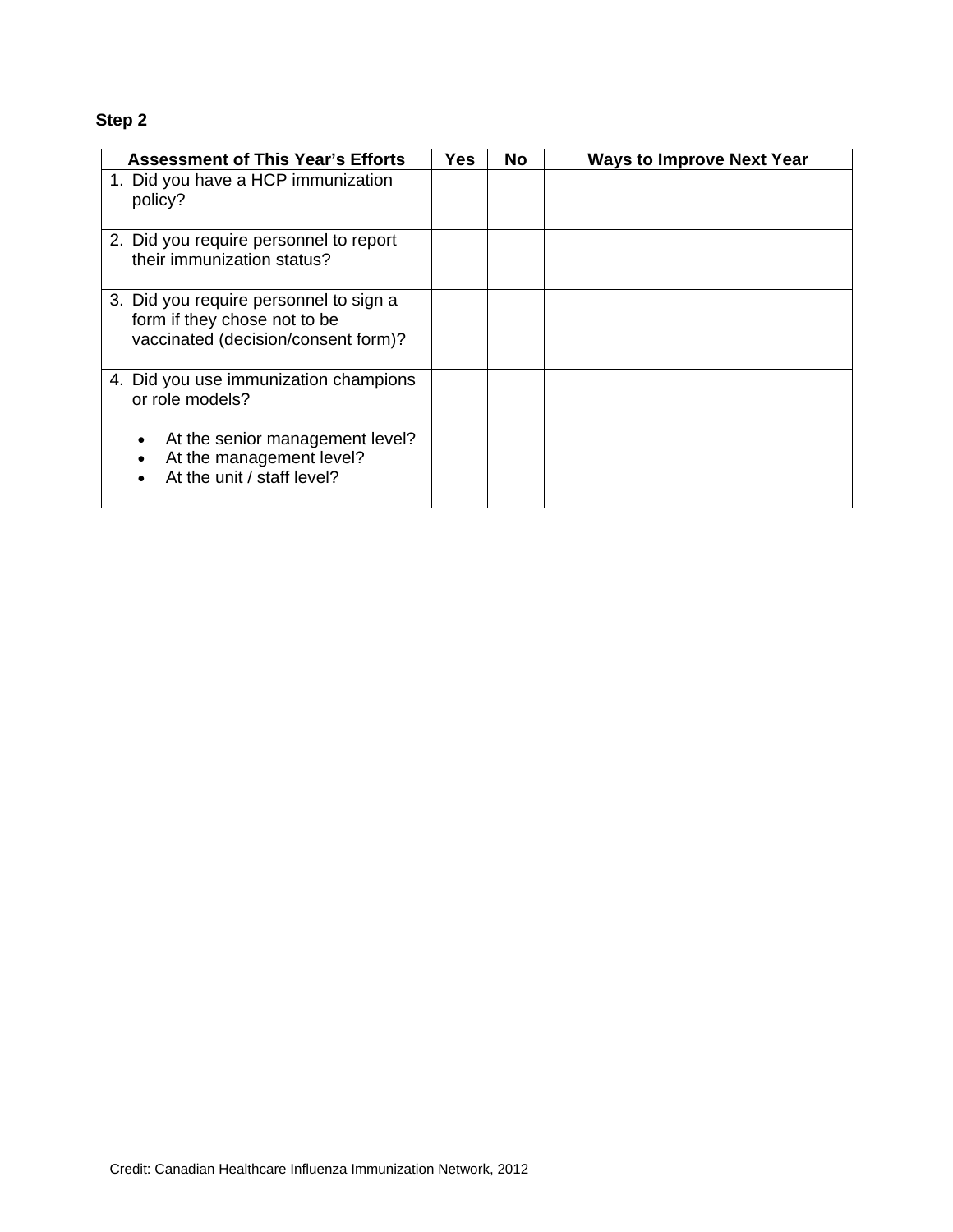**Step 2**

| Assessment of This Year's Efforts | Yes | No | Ways to Improve Next Year |
| --- | --- | --- | --- |
| 1. Did you have a HCP immunization policy? | | | |
| 2. Did you require personnel to report their immunization status? | | | |
| 3. Did you require personnel to sign a form if they chose not to be vaccinated (decision/consent form)? | | | |
| 4. Did you use immunization champions or role models?<br>• At the senior management level?<br>• At the management level?<br>• At the unit / staff level? | | | |

Credit: Canadian Healthcare Influenza Immunization Network, 2012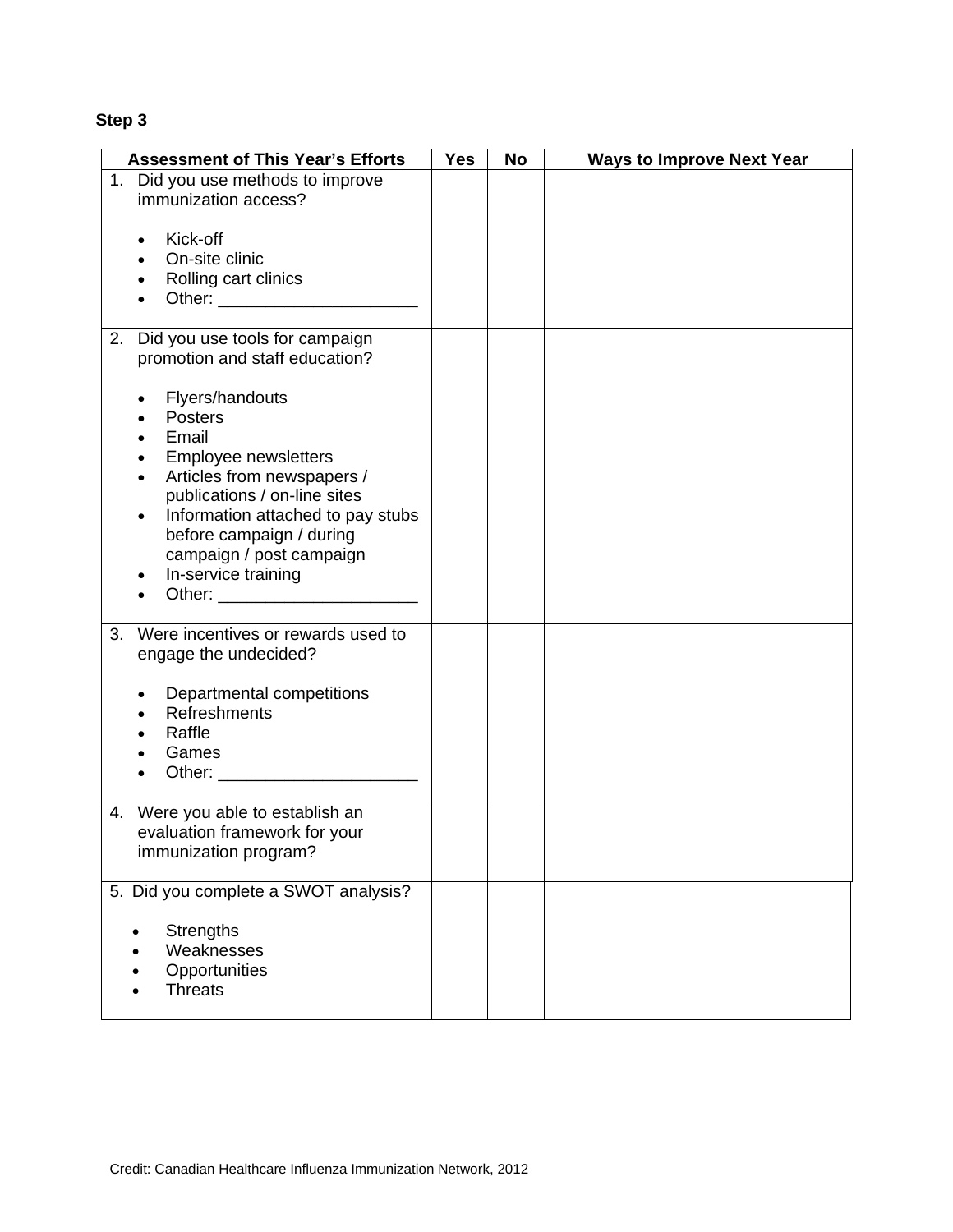**Step 3**

| Assessment of This Year's Efforts | Yes | No | Ways to Improve Next Year |
|---|---|---|---|
| 1. Did you use methods to improve immunization access?<br><br>• Kick-off<br>• On-site clinic<br>• Rolling cart clinics<br>• Other: ____________________ | | | |
| 2. Did you use tools for campaign promotion and staff education?<br><br>• Flyers/handouts<br>• Posters<br>• Email<br>• Employee newsletters<br>• Articles from newspapers / publications / on-line sites<br>• Information attached to pay stubs before campaign / during campaign / post campaign<br>• In-service training<br>• Other: ____________________ | | | |
| 3. Were incentives or rewards used to engage the undecided?<br><br>• Departmental competitions<br>• Refreshments<br>• Raffle<br>• Games<br>• Other: ____________________ | | | |
| 4. Were you able to establish an evaluation framework for your immunization program? | | | |
| 5. Did you complete a SWOT analysis?<br><br>• Strengths<br>• Weaknesses<br>• Opportunities<br>• Threats | | | |

Credit: Canadian Healthcare Influenza Immunization Network, 2012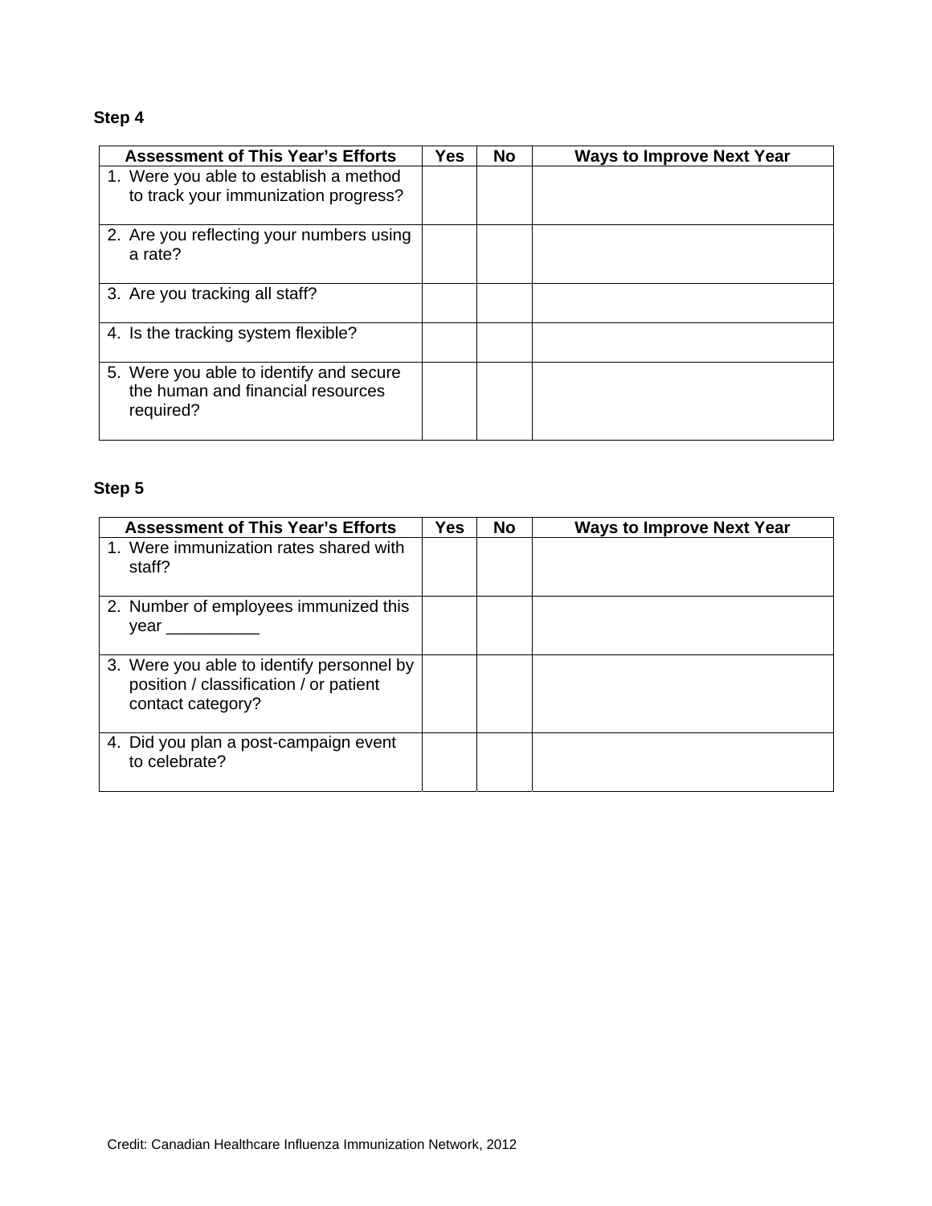**Step 4**

| Assessment of This Year's Efforts | Yes | No | Ways to Improve Next Year |
|---|---|---|---|
| 1. Were you able to establish a method to track your immunization progress? | | | |
| 2. Are you reflecting your numbers using a rate? | | | |
| 3. Are you tracking all staff? | | | |
| 4. Is the tracking system flexible? | | | |
| 5. Were you able to identify and secure the human and financial resources required? | | | |

**Step 5**

| Assessment of This Year's Efforts | Yes | No | Ways to Improve Next Year |
|---|---|---|---|
| 1. Were immunization rates shared with staff? | | | |
| 2. Number of employees immunized this year __________ | | | |
| 3. Were you able to identify personnel by position / classification / or patient contact category? | | | |
| 4. Did you plan a post-campaign event to celebrate? | | | |

Credit: Canadian Healthcare Influenza Immunization Network, 2012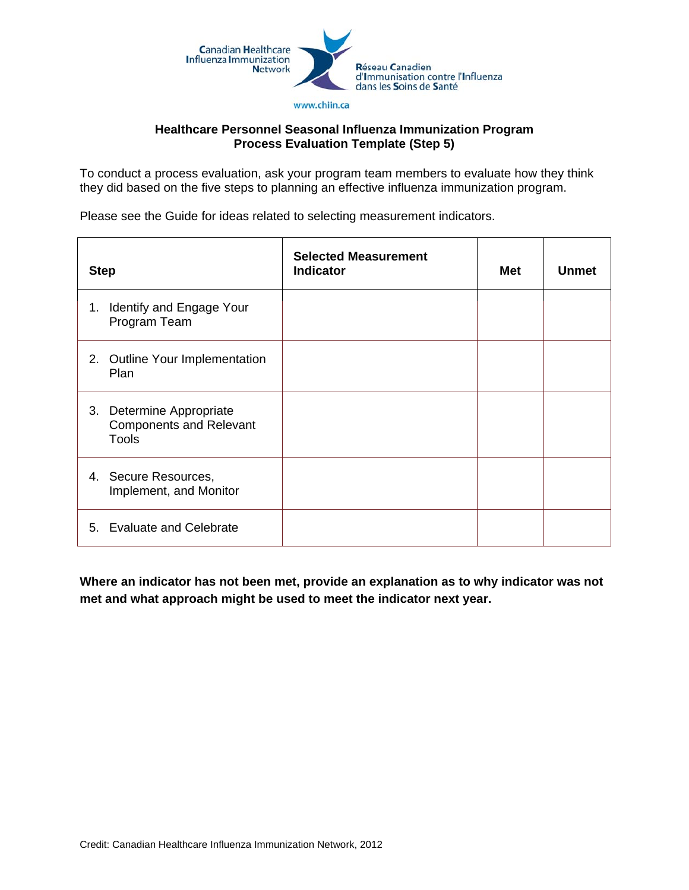Canadian Healthcare Influenza Immunization Network

Réseau Canadien d'Immunisation contre l'Influenza dans les Soins de Santé

www.chiin.ca

## Healthcare Personnel Seasonal Influenza Immunization Program Process Evaluation Template (Step 5)

To conduct a process evaluation, ask your program team members to evaluate how they think they did based on the five steps to planning an effective influenza immunization program.

Please see the Guide for ideas related to selecting measurement indicators.

| Step | Selected Measurement Indicator | Met | Unmet |
|---|---|---|---|
| 1. Identify and Engage Your Program Team | | | |
| 2. Outline Your Implementation Plan | | | |
| 3. Determine Appropriate Components and Relevant Tools | | | |
| 4. Secure Resources, Implement, and Monitor | | | |
| 5. Evaluate and Celebrate | | | |

**Where an indicator has not been met, provide an explanation as to why indicator was not met and what approach might be used to meet the indicator next year.**

Credit: Canadian Healthcare Influenza Immunization Network, 2012